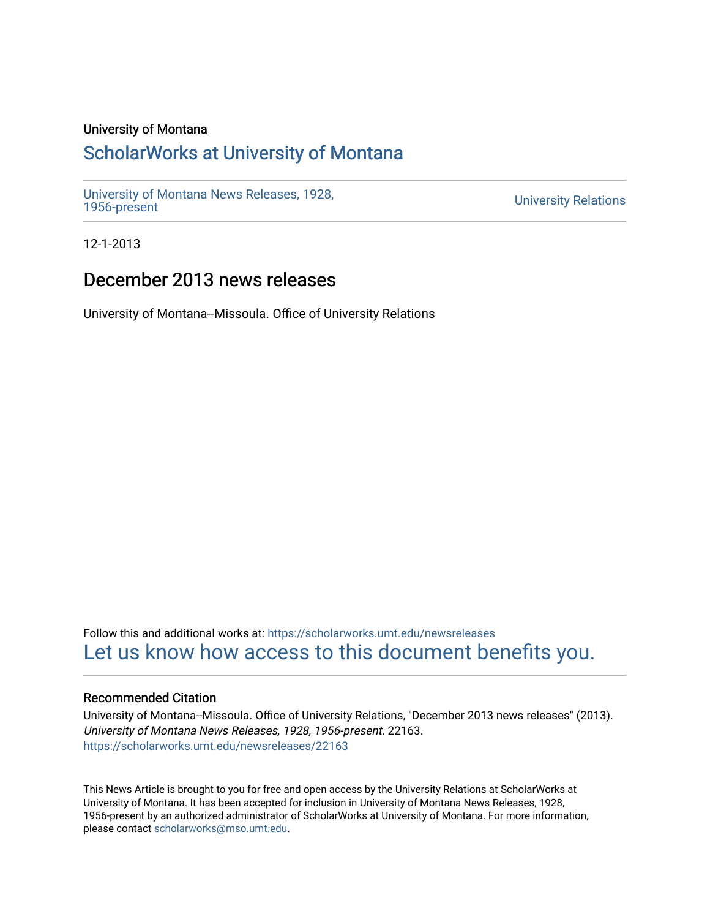University of Montana

## ScholarWorks at University of Montana

University of Montana News Releases, 1928, 1956-present

University Relations

12-1-2013

# December 2013 news releases

University of Montana--Missoula. Office of University Relations

Follow this and additional works at: https://scholarworks.umt.edu/newsreleases

Let us know how access to this document benefits you.

### Recommended Citation

University of Montana--Missoula. Office of University Relations, "December 2013 news releases" (2013). *University of Montana News Releases, 1928, 1956-present*. 22163.
https://scholarworks.umt.edu/newsreleases/22163

This News Article is brought to you for free and open access by the University Relations at ScholarWorks at University of Montana. It has been accepted for inclusion in University of Montana News Releases, 1928, 1956-present by an authorized administrator of ScholarWorks at University of Montana. For more information, please contact scholarworks@mso.umt.edu.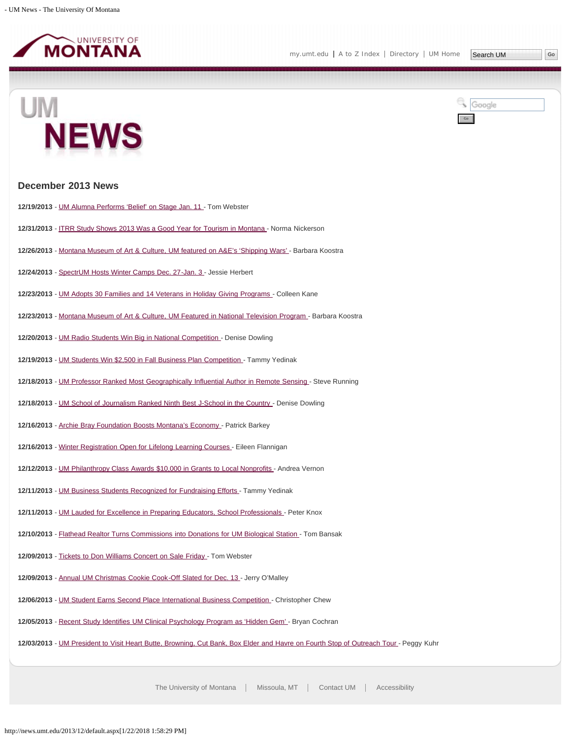## December 2013 News

**12/19/2013** - UM Alumna Performs 'Belief' on Stage Jan. 11 - Tom Webster

**12/31/2013** - ITRR Study Shows 2013 Was a Good Year for Tourism in Montana - Norma Nickerson

**12/26/2013** - Montana Museum of Art & Culture, UM featured on A&E's 'Shipping Wars' - Barbara Koostra

**12/24/2013** - SpectrUM Hosts Winter Camps Dec. 27-Jan. 3 - Jessie Herbert

**12/23/2013** - UM Adopts 30 Families and 14 Veterans in Holiday Giving Programs - Colleen Kane

**12/23/2013** - Montana Museum of Art & Culture, UM Featured in National Television Program - Barbara Koostra

**12/20/2013** - UM Radio Students Win Big in National Competition - Denise Dowling

**12/19/2013** - UM Students Win $2,500 in Fall Business Plan Competition - Tammy Yedinak

**12/18/2013** - UM Professor Ranked Most Geographically Influential Author in Remote Sensing - Steve Running

**12/18/2013** - UM School of Journalism Ranked Ninth Best J-School in the Country - Denise Dowling

**12/16/2013** - Archie Bray Foundation Boosts Montana's Economy - Patrick Barkey

**12/16/2013** - Winter Registration Open for Lifelong Learning Courses - Eileen Flannigan

**12/12/2013** - UM Philanthropy Class Awards $10,000 in Grants to Local Nonprofits - Andrea Vernon

**12/11/2013** - UM Business Students Recognized for Fundraising Efforts - Tammy Yedinak

**12/11/2013** - UM Lauded for Excellence in Preparing Educators, School Professionals - Peter Knox

**12/10/2013** - Flathead Realtor Turns Commissions into Donations for UM Biological Station - Tom Bansak

**12/09/2013** - Tickets to Don Williams Concert on Sale Friday - Tom Webster

**12/09/2013** - Annual UM Christmas Cookie Cook-Off Slated for Dec. 13 - Jerry O'Malley

**12/06/2013** - UM Student Earns Second Place International Business Competition - Christopher Chew

**12/05/2013** - Recent Study Identifies UM Clinical Psychology Program as 'Hidden Gem' - Bryan Cochran

**12/03/2013** - UM President to Visit Heart Butte, Browning, Cut Bank, Box Elder and Havre on Fourth Stop of Outreach Tour - Peggy Kuhr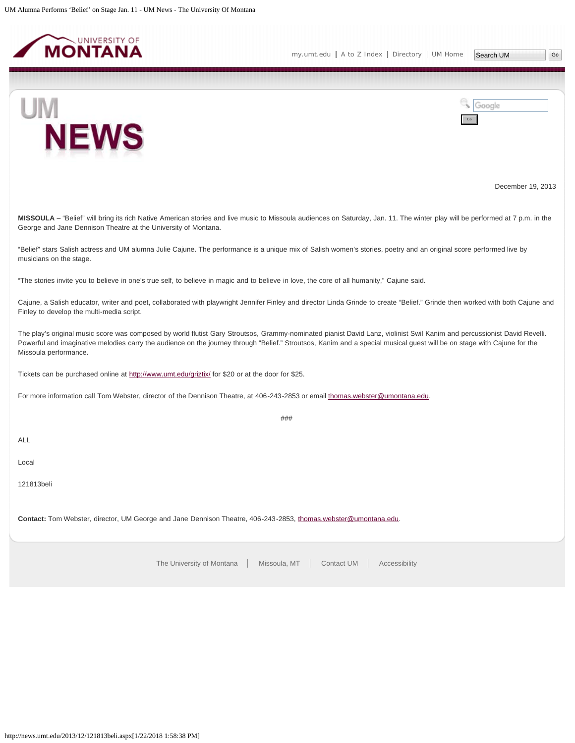December 19, 2013

**MISSOULA** – "Belief" will bring its rich Native American stories and live music to Missoula audiences on Saturday, Jan. 11. The winter play will be performed at 7 p.m. in the George and Jane Dennison Theatre at the University of Montana.

"Belief" stars Salish actress and UM alumna Julie Cajune. The performance is a unique mix of Salish women's stories, poetry and an original score performed live by musicians on the stage.

"The stories invite you to believe in one's true self, to believe in magic and to believe in love, the core of all humanity," Cajune said.

Cajune, a Salish educator, writer and poet, collaborated with playwright Jennifer Finley and director Linda Grinde to create "Belief." Grinde then worked with both Cajune and Finley to develop the multi-media script.

The play's original music score was composed by world flutist Gary Stroutsos, Grammy-nominated pianist David Lanz, violinist Swil Kanim and percussionist David Revelli. Powerful and imaginative melodies carry the audience on the journey through "Belief." Stroutsos, Kanim and a special musical guest will be on stage with Cajune for the Missoula performance.

Tickets can be purchased online at http://www.umt.edu/griztix/ for $20 or at the door for $25.

For more information call Tom Webster, director of the Dennison Theatre, at 406-243-2853 or email thomas.webster@umontana.edu.

###

ALL

Local

121813beli

**Contact:** Tom Webster, director, UM George and Jane Dennison Theatre, 406-243-2853, thomas.webster@umontana.edu.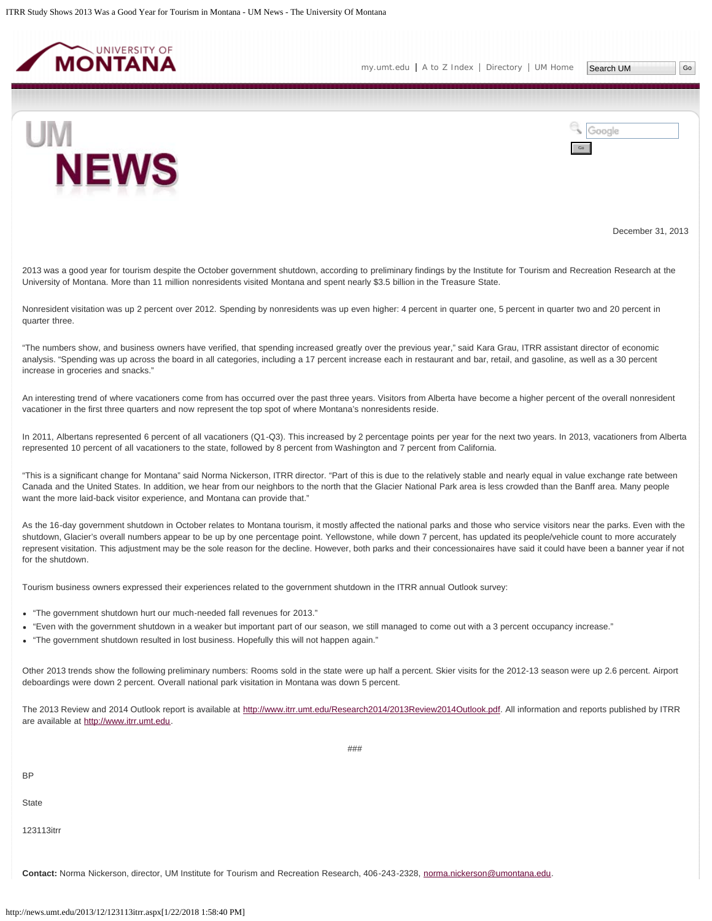December 31, 2013

2013 was a good year for tourism despite the October government shutdown, according to preliminary findings by the Institute for Tourism and Recreation Research at the University of Montana. More than 11 million nonresidents visited Montana and spent nearly $3.5 billion in the Treasure State.

Nonresident visitation was up 2 percent over 2012. Spending by nonresidents was up even higher: 4 percent in quarter one, 5 percent in quarter two and 20 percent in quarter three.

"The numbers show, and business owners have verified, that spending increased greatly over the previous year," said Kara Grau, ITRR assistant director of economic analysis. "Spending was up across the board in all categories, including a 17 percent increase each in restaurant and bar, retail, and gasoline, as well as a 30 percent increase in groceries and snacks."

An interesting trend of where vacationers come from has occurred over the past three years. Visitors from Alberta have become a higher percent of the overall nonresident vacationer in the first three quarters and now represent the top spot of where Montana's nonresidents reside.

In 2011, Albertans represented 6 percent of all vacationers (Q1-Q3). This increased by 2 percentage points per year for the next two years. In 2013, vacationers from Alberta represented 10 percent of all vacationers to the state, followed by 8 percent from Washington and 7 percent from California.

"This is a significant change for Montana" said Norma Nickerson, ITRR director. "Part of this is due to the relatively stable and nearly equal in value exchange rate between Canada and the United States. In addition, we hear from our neighbors to the north that the Glacier National Park area is less crowded than the Banff area. Many people want the more laid-back visitor experience, and Montana can provide that."

As the 16-day government shutdown in October relates to Montana tourism, it mostly affected the national parks and those who service visitors near the parks. Even with the shutdown, Glacier's overall numbers appear to be up by one percentage point. Yellowstone, while down 7 percent, has updated its people/vehicle count to more accurately represent visitation. This adjustment may be the sole reason for the decline. However, both parks and their concessionaires have said it could have been a banner year if not for the shutdown.

Tourism business owners expressed their experiences related to the government shutdown in the ITRR annual Outlook survey:

- "The government shutdown hurt our much-needed fall revenues for 2013."
- "Even with the government shutdown in a weaker but important part of our season, we still managed to come out with a 3 percent occupancy increase."
- "The government shutdown resulted in lost business. Hopefully this will not happen again."

Other 2013 trends show the following preliminary numbers: Rooms sold in the state were up half a percent. Skier visits for the 2012-13 season were up 2.6 percent. Airport deboardings were down 2 percent. Overall national park visitation in Montana was down 5 percent.

The 2013 Review and 2014 Outlook report is available at http://www.itrr.umt.edu/Research2014/2013Review2014Outlook.pdf. All information and reports published by ITRR are available at http://www.itrr.umt.edu.

###

BP

State

123113itrr

**Contact:** Norma Nickerson, director, UM Institute for Tourism and Recreation Research, 406-243-2328, norma.nickerson@umontana.edu.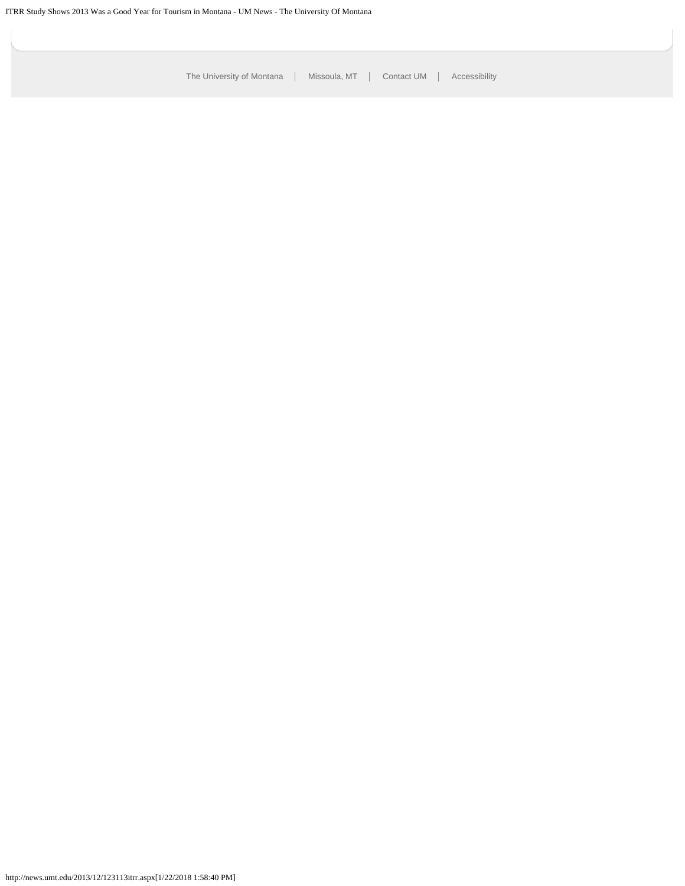The University of Montana | Missoula, MT | Contact UM | Accessibility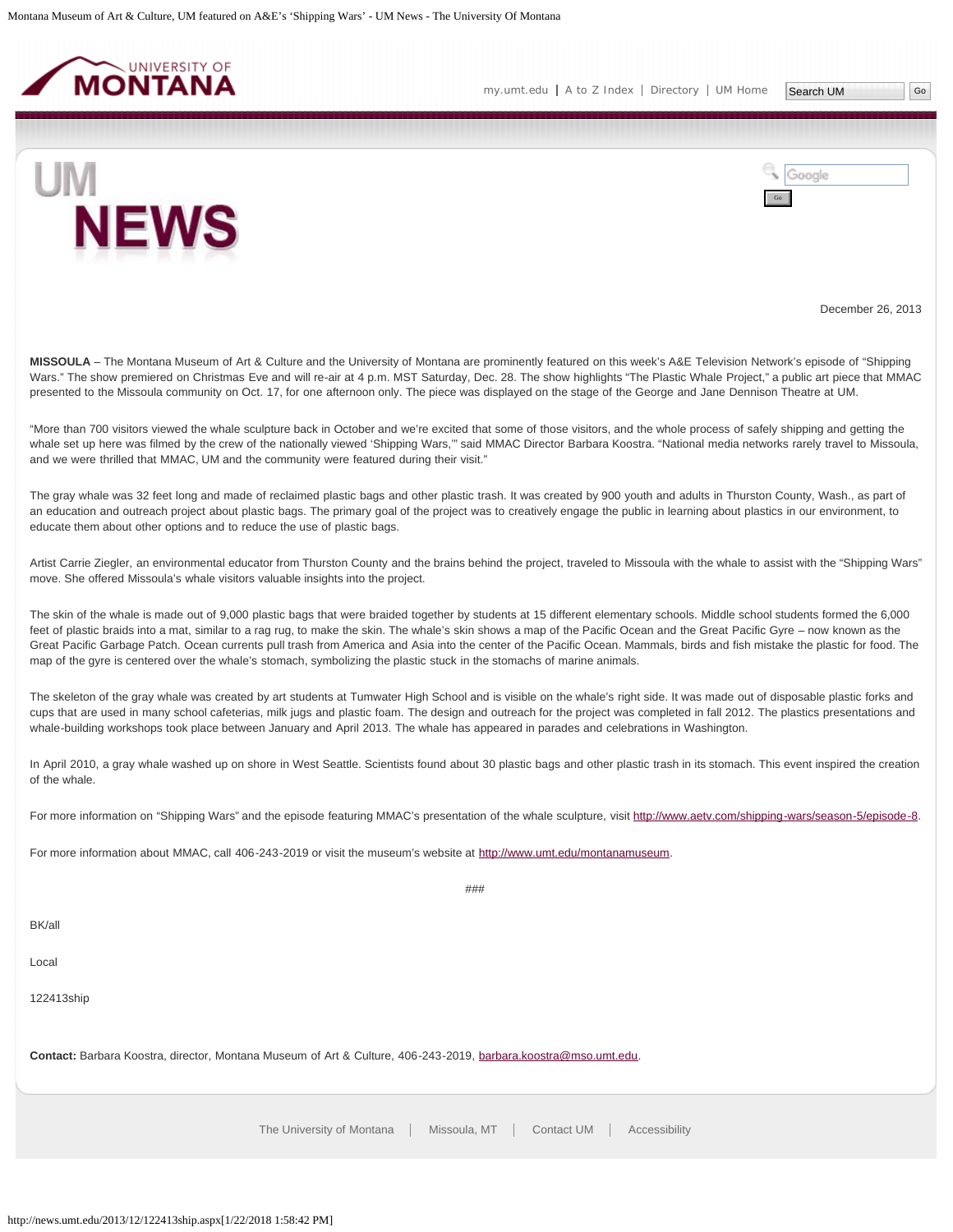December 26, 2013

**MISSOULA** – The Montana Museum of Art & Culture and the University of Montana are prominently featured on this week's A&E Television Network's episode of "Shipping Wars." The show premiered on Christmas Eve and will re-air at 4 p.m. MST Saturday, Dec. 28. The show highlights "The Plastic Whale Project," a public art piece that MMAC presented to the Missoula community on Oct. 17, for one afternoon only. The piece was displayed on the stage of the George and Jane Dennison Theatre at UM.

"More than 700 visitors viewed the whale sculpture back in October and we're excited that some of those visitors, and the whole process of safely shipping and getting the whale set up here was filmed by the crew of the nationally viewed 'Shipping Wars,'" said MMAC Director Barbara Koostra. "National media networks rarely travel to Missoula, and we were thrilled that MMAC, UM and the community were featured during their visit."

The gray whale was 32 feet long and made of reclaimed plastic bags and other plastic trash. It was created by 900 youth and adults in Thurston County, Wash., as part of an education and outreach project about plastic bags. The primary goal of the project was to creatively engage the public in learning about plastics in our environment, to educate them about other options and to reduce the use of plastic bags.

Artist Carrie Ziegler, an environmental educator from Thurston County and the brains behind the project, traveled to Missoula with the whale to assist with the "Shipping Wars" move. She offered Missoula's whale visitors valuable insights into the project.

The skin of the whale is made out of 9,000 plastic bags that were braided together by students at 15 different elementary schools. Middle school students formed the 6,000 feet of plastic braids into a mat, similar to a rag rug, to make the skin. The whale's skin shows a map of the Pacific Ocean and the Great Pacific Gyre – now known as the Great Pacific Garbage Patch. Ocean currents pull trash from America and Asia into the center of the Pacific Ocean. Mammals, birds and fish mistake the plastic for food. The map of the gyre is centered over the whale's stomach, symbolizing the plastic stuck in the stomachs of marine animals.

The skeleton of the gray whale was created by art students at Tumwater High School and is visible on the whale's right side. It was made out of disposable plastic forks and cups that are used in many school cafeterias, milk jugs and plastic foam. The design and outreach for the project was completed in fall 2012. The plastics presentations and whale-building workshops took place between January and April 2013. The whale has appeared in parades and celebrations in Washington.

In April 2010, a gray whale washed up on shore in West Seattle. Scientists found about 30 plastic bags and other plastic trash in its stomach. This event inspired the creation of the whale.

For more information on "Shipping Wars" and the episode featuring MMAC's presentation of the whale sculpture, visit http://www.aetv.com/shipping-wars/season-5/episode-8.

For more information about MMAC, call 406-243-2019 or visit the museum's website at http://www.umt.edu/montanamuseum.

###

BK/all

Local

122413ship

**Contact:** Barbara Koostra, director, Montana Museum of Art & Culture, 406-243-2019, barbara.koostra@mso.umt.edu.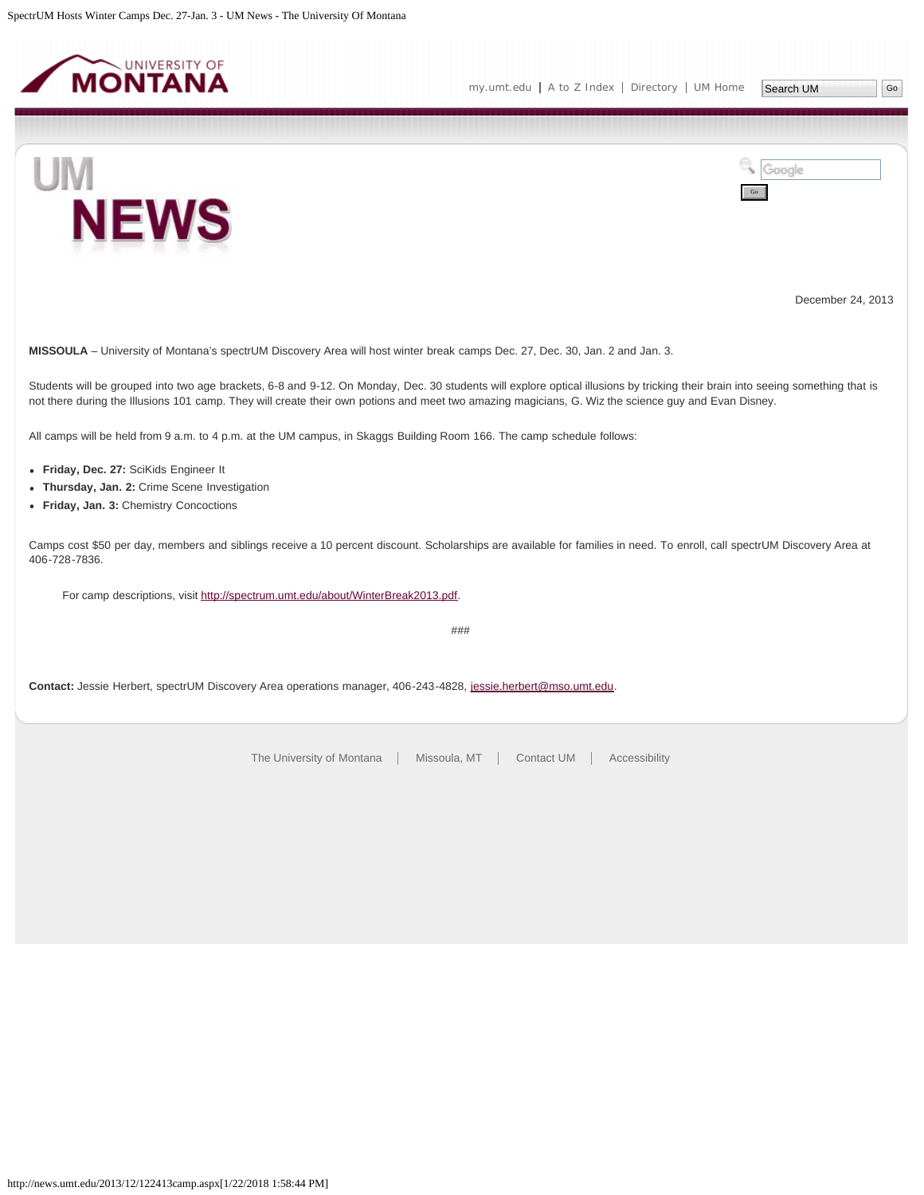December 24, 2013

**MISSOULA** – University of Montana's spectrUM Discovery Area will host winter break camps Dec. 27, Dec. 30, Jan. 2 and Jan. 3.

Students will be grouped into two age brackets, 6-8 and 9-12. On Monday, Dec. 30 students will explore optical illusions by tricking their brain into seeing something that is not there during the Illusions 101 camp. They will create their own potions and meet two amazing magicians, G. Wiz the science guy and Evan Disney.

All camps will be held from 9 a.m. to 4 p.m. at the UM campus, in Skaggs Building Room 166. The camp schedule follows:

- **Friday, Dec. 27:** SciKids Engineer It
- **Thursday, Jan. 2:** Crime Scene Investigation
- **Friday, Jan. 3:** Chemistry Concoctions

Camps cost $50 per day, members and siblings receive a 10 percent discount. Scholarships are available for families in need. To enroll, call spectrUM Discovery Area at 406-728-7836.

For camp descriptions, visit http://spectrum.umt.edu/about/WinterBreak2013.pdf.

###

**Contact:** Jessie Herbert, spectrUM Discovery Area operations manager, 406-243-4828, jessie.herbert@mso.umt.edu.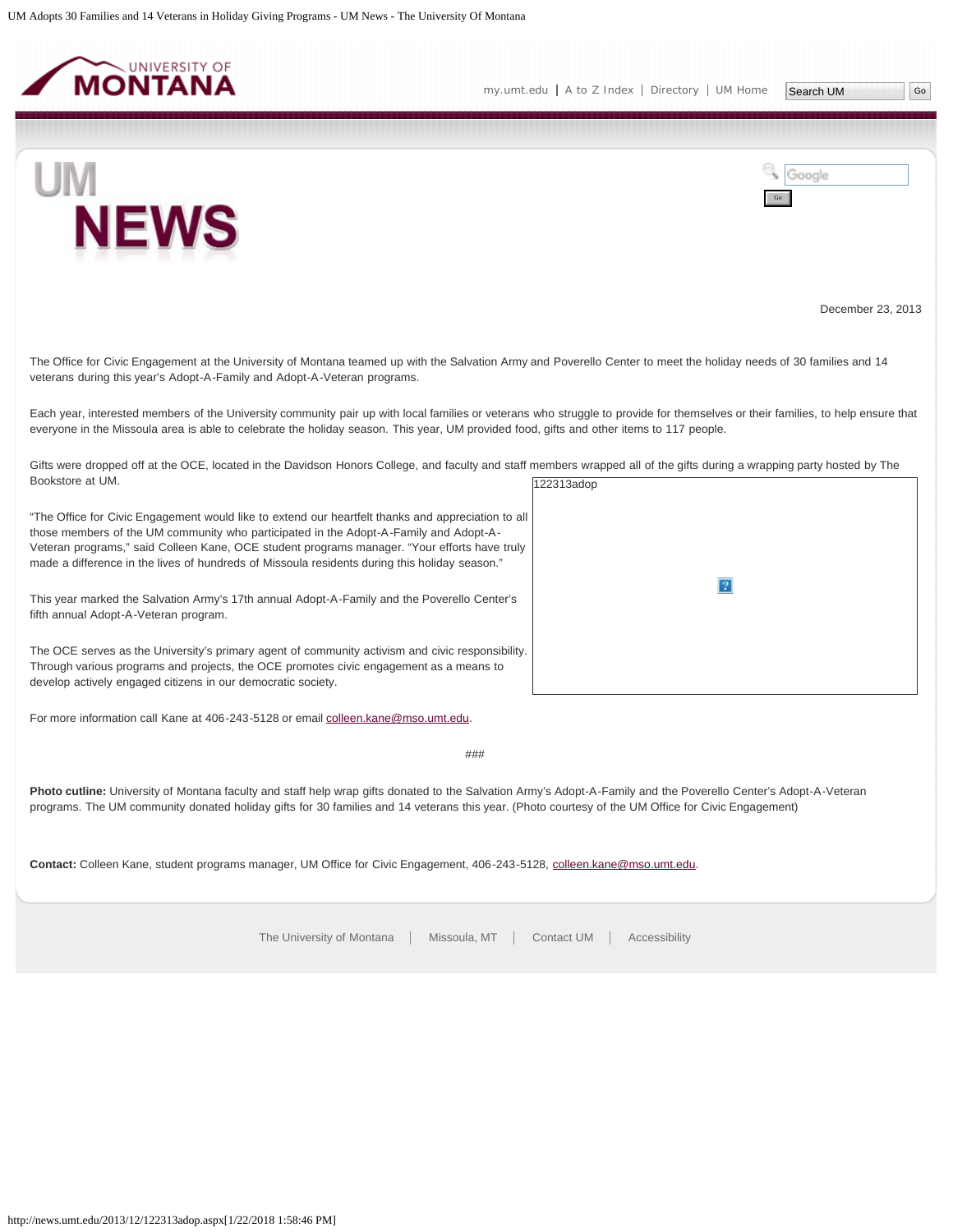December 23, 2013

The Office for Civic Engagement at the University of Montana teamed up with the Salvation Army and Poverello Center to meet the holiday needs of 30 families and 14 veterans during this year's Adopt-A-Family and Adopt-A-Veteran programs.

Each year, interested members of the University community pair up with local families or veterans who struggle to provide for themselves or their families, to help ensure that everyone in the Missoula area is able to celebrate the holiday season. This year, UM provided food, gifts and other items to 117 people.

Gifts were dropped off at the OCE, located in the Davidson Honors College, and faculty and staff members wrapped all of the gifts during a wrapping party hosted by The Bookstore at UM.

"The Office for Civic Engagement would like to extend our heartfelt thanks and appreciation to all those members of the UM community who participated in the Adopt-A-Family and Adopt-A-Veteran programs," said Colleen Kane, OCE student programs manager. "Your efforts have truly made a difference in the lives of hundreds of Missoula residents during this holiday season."

This year marked the Salvation Army's 17th annual Adopt-A-Family and the Poverello Center's fifth annual Adopt-A-Veteran program.

The OCE serves as the University's primary agent of community activism and civic responsibility. Through various programs and projects, the OCE promotes civic engagement as a means to develop actively engaged citizens in our democratic society.

For more information call Kane at 406-243-5128 or email colleen.kane@mso.umt.edu.

###

**Photo cutline:** University of Montana faculty and staff help wrap gifts donated to the Salvation Army's Adopt-A-Family and the Poverello Center's Adopt-A-Veteran programs. The UM community donated holiday gifts for 30 families and 14 veterans this year. (Photo courtesy of the UM Office for Civic Engagement)

**Contact:** Colleen Kane, student programs manager, UM Office for Civic Engagement, 406-243-5128, colleen.kane@mso.umt.edu.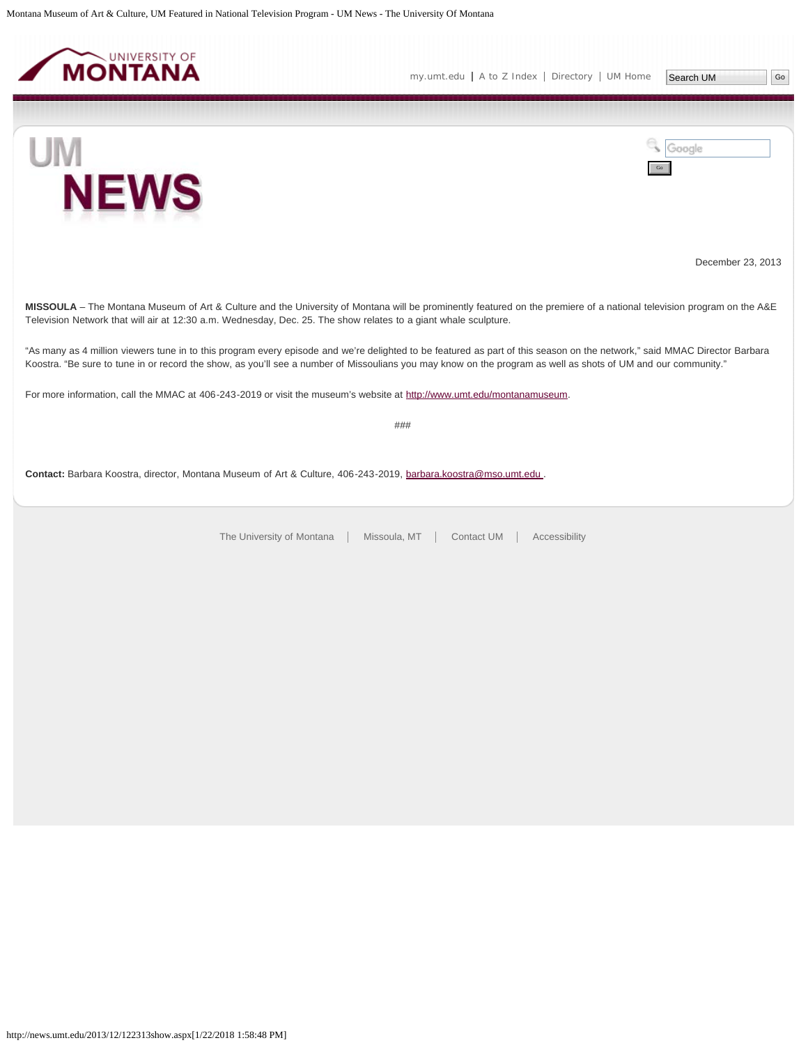December 23, 2013

**MISSOULA** – The Montana Museum of Art & Culture and the University of Montana will be prominently featured on the premiere of a national television program on the A&E Television Network that will air at 12:30 a.m. Wednesday, Dec. 25. The show relates to a giant whale sculpture.

"As many as 4 million viewers tune in to this program every episode and we're delighted to be featured as part of this season on the network," said MMAC Director Barbara Koostra. "Be sure to tune in or record the show, as you'll see a number of Missoulians you may know on the program as well as shots of UM and our community."

For more information, call the MMAC at 406-243-2019 or visit the museum's website at http://www.umt.edu/montanamuseum.

###

**Contact:** Barbara Koostra, director, Montana Museum of Art & Culture, 406-243-2019, barbara.koostra@mso.umt.edu .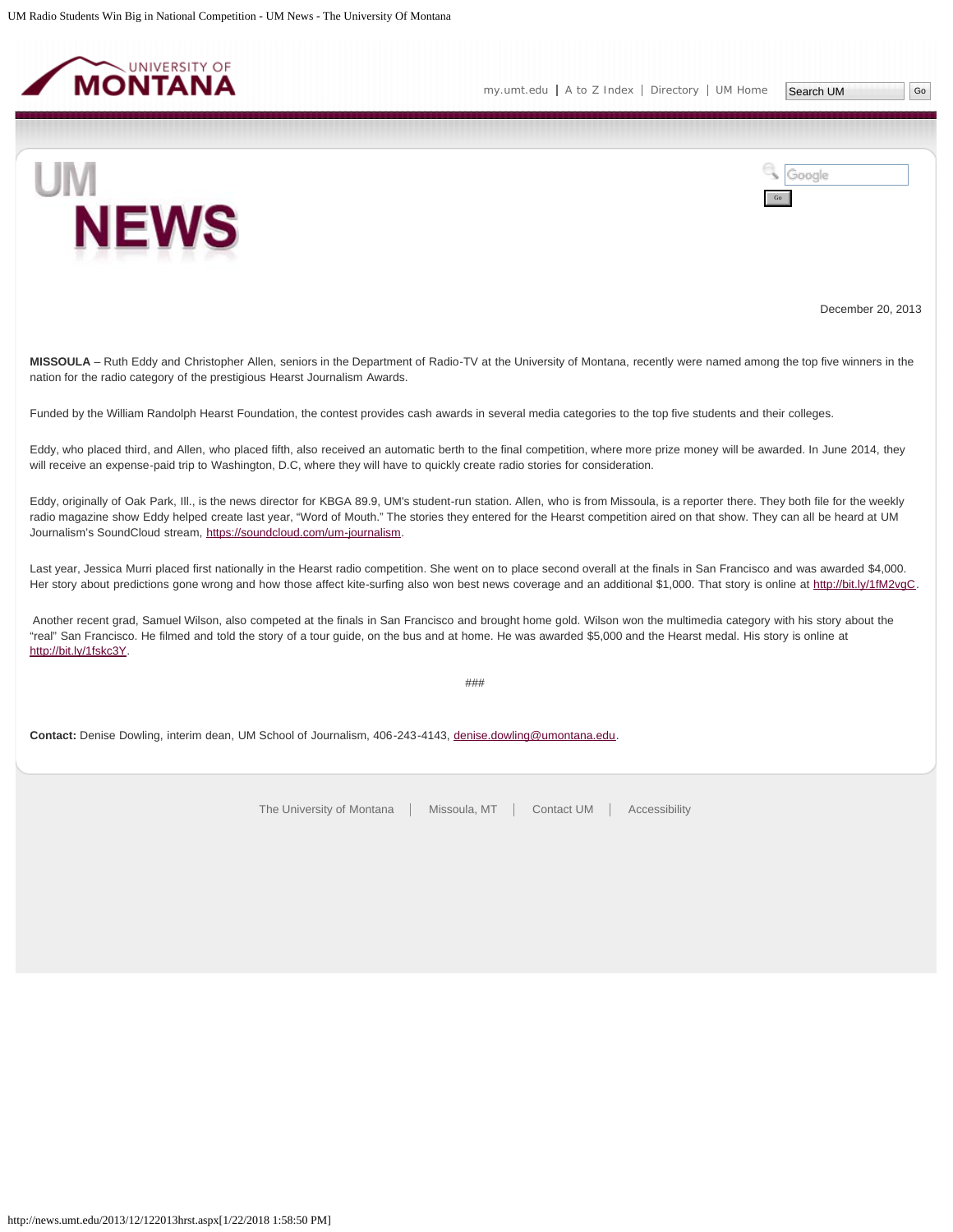December 20, 2013

**MISSOULA** – Ruth Eddy and Christopher Allen, seniors in the Department of Radio-TV at the University of Montana, recently were named among the top five winners in the nation for the radio category of the prestigious Hearst Journalism Awards.

Funded by the William Randolph Hearst Foundation, the contest provides cash awards in several media categories to the top five students and their colleges.

Eddy, who placed third, and Allen, who placed fifth, also received an automatic berth to the final competition, where more prize money will be awarded. In June 2014, they will receive an expense-paid trip to Washington, D.C, where they will have to quickly create radio stories for consideration.

Eddy, originally of Oak Park, Ill., is the news director for KBGA 89.9, UM's student-run station. Allen, who is from Missoula, is a reporter there. They both file for the weekly radio magazine show Eddy helped create last year, "Word of Mouth." The stories they entered for the Hearst competition aired on that show. They can all be heard at UM Journalism's SoundCloud stream, https://soundcloud.com/um-journalism.

Last year, Jessica Murri placed first nationally in the Hearst radio competition. She went on to place second overall at the finals in San Francisco and was awarded $4,000. Her story about predictions gone wrong and how those affect kite-surfing also won best news coverage and an additional $1,000. That story is online at http://bit.ly/1fM2vgC.

Another recent grad, Samuel Wilson, also competed at the finals in San Francisco and brought home gold. Wilson won the multimedia category with his story about the "real" San Francisco. He filmed and told the story of a tour guide, on the bus and at home. He was awarded $5,000 and the Hearst medal. His story is online at http://bit.ly/1fskc3Y.

###

**Contact:** Denise Dowling, interim dean, UM School of Journalism, 406-243-4143, denise.dowling@umontana.edu.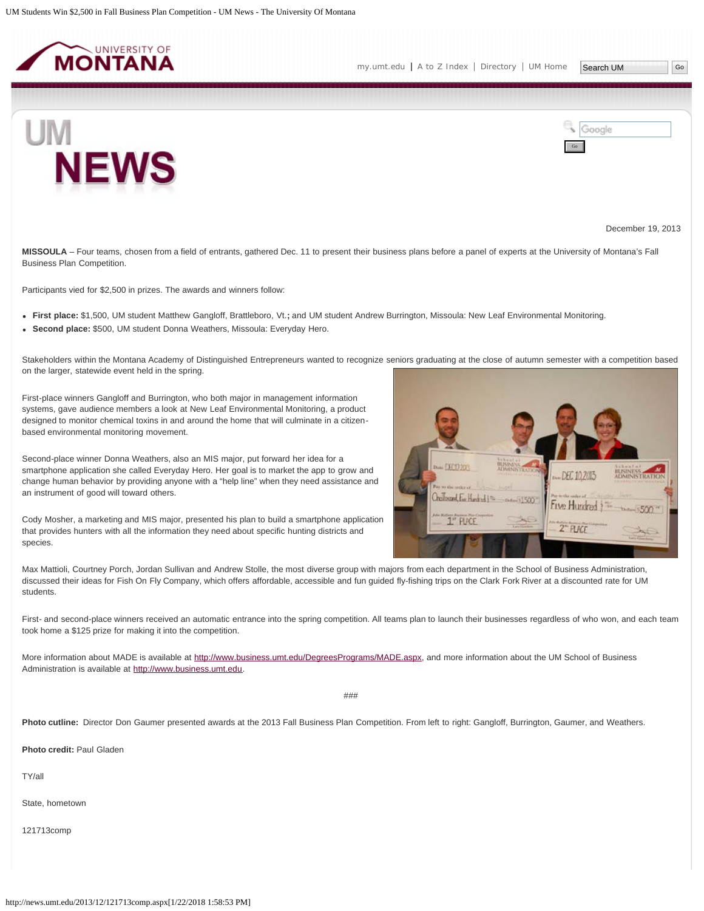December 19, 2013

**MISSOULA** – Four teams, chosen from a field of entrants, gathered Dec. 11 to present their business plans before a panel of experts at the University of Montana's Fall Business Plan Competition.

Participants vied for $2,500 in prizes. The awards and winners follow:

- **First place:** $1,500, UM student Matthew Gangloff, Brattleboro, Vt.; and UM student Andrew Burrington, Missoula: New Leaf Environmental Monitoring.
- **Second place:** $500, UM student Donna Weathers, Missoula: Everyday Hero.

Stakeholders within the Montana Academy of Distinguished Entrepreneurs wanted to recognize seniors graduating at the close of autumn semester with a competition based on the larger, statewide event held in the spring.

First-place winners Gangloff and Burrington, who both major in management information systems, gave audience members a look at New Leaf Environmental Monitoring, a product designed to monitor chemical toxins in and around the home that will culminate in a citizen-based environmental monitoring movement.

Second-place winner Donna Weathers, also an MIS major, put forward her idea for a smartphone application she called Everyday Hero. Her goal is to market the app to grow and change human behavior by providing anyone with a "help line" when they need assistance and an instrument of good will toward others.

Cody Mosher, a marketing and MIS major, presented his plan to build a smartphone application that provides hunters with all the information they need about specific hunting districts and species.

Max Mattioli, Courtney Porch, Jordan Sullivan and Andrew Stolle, the most diverse group with majors from each department in the School of Business Administration, discussed their ideas for Fish On Fly Company, which offers affordable, accessible and fun guided fly-fishing trips on the Clark Fork River at a discounted rate for UM students.

First- and second-place winners received an automatic entrance into the spring competition. All teams plan to launch their businesses regardless of who won, and each team took home a $125 prize for making it into the competition.

More information about MADE is available at http://www.business.umt.edu/DegreesPrograms/MADE.aspx, and more information about the UM School of Business Administration is available at http://www.business.umt.edu.

###

**Photo cutline:** Director Don Gaumer presented awards at the 2013 Fall Business Plan Competition. From left to right: Gangloff, Burrington, Gaumer, and Weathers.

**Photo credit:** Paul Gladen

TY/all

State, hometown

121713comp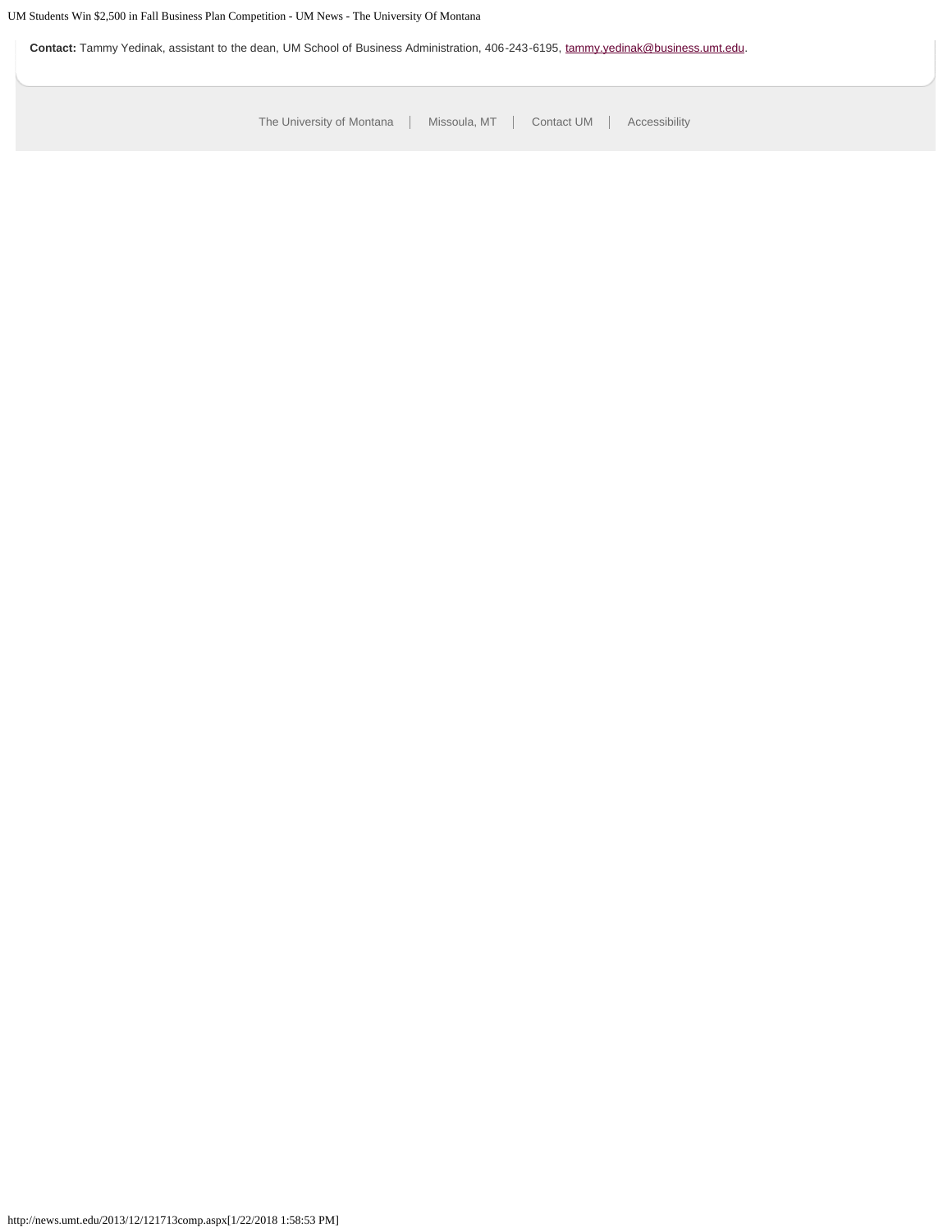**Contact:** Tammy Yedinak, assistant to the dean, UM School of Business Administration, 406-243-6195, tammy.yedinak@business.umt.edu.

The University of Montana | Missoula, MT | Contact UM | Accessibility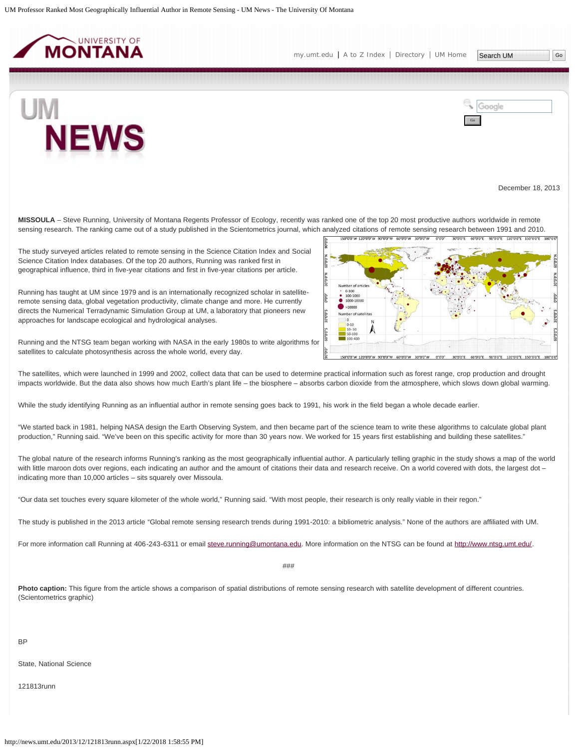December 18, 2013

**MISSOULA** – Steve Running, University of Montana Regents Professor of Ecology, recently was ranked one of the top 20 most productive authors worldwide in remote sensing research. The ranking came out of a study published in the Scientometrics journal, which analyzed citations of remote sensing research between 1991 and 2010.

The study surveyed articles related to remote sensing in the Science Citation Index and Social Science Citation Index databases. Of the top 20 authors, Running was ranked first in geographical influence, third in five-year citations and first in five-year citations per article.

Running has taught at UM since 1979 and is an internationally recognized scholar in satellite-remote sensing data, global vegetation productivity, climate change and more. He currently directs the Numerical Terradynamic Simulation Group at UM, a laboratory that pioneers new approaches for landscape ecological and hydrological analyses.

Running and the NTSG team began working with NASA in the early 1980s to write algorithms for satellites to calculate photosynthesis across the whole world, every day.

The satellites, which were launched in 1999 and 2002, collect data that can be used to determine practical information such as forest range, crop production and drought impacts worldwide. But the data also shows how much Earth's plant life – the biosphere – absorbs carbon dioxide from the atmosphere, which slows down global warming.

While the study identifying Running as an influential author in remote sensing goes back to 1991, his work in the field began a whole decade earlier.

"We started back in 1981, helping NASA design the Earth Observing System, and then became part of the science team to write these algorithms to calculate global plant production," Running said. "We've been on this specific activity for more than 30 years now. We worked for 15 years first establishing and building these satellites."

The global nature of the research informs Running's ranking as the most geographically influential author. A particularly telling graphic in the study shows a map of the world with little maroon dots over regions, each indicating an author and the amount of citations their data and research receive. On a world covered with dots, the largest dot – indicating more than 10,000 articles – sits squarely over Missoula.

"Our data set touches every square kilometer of the whole world," Running said. "With most people, their research is only really viable in their regon."

The study is published in the 2013 article "Global remote sensing research trends during 1991-2010: a bibliometric analysis." None of the authors are affiliated with UM.

For more information call Running at 406-243-6311 or email steve.running@umontana.edu. More information on the NTSG can be found at http://www.ntsg.umt.edu/.

###

**Photo caption:** This figure from the article shows a comparison of spatial distributions of remote sensing research with satellite development of different countries. (Scientometrics graphic)

BP

State, National Science

121813runn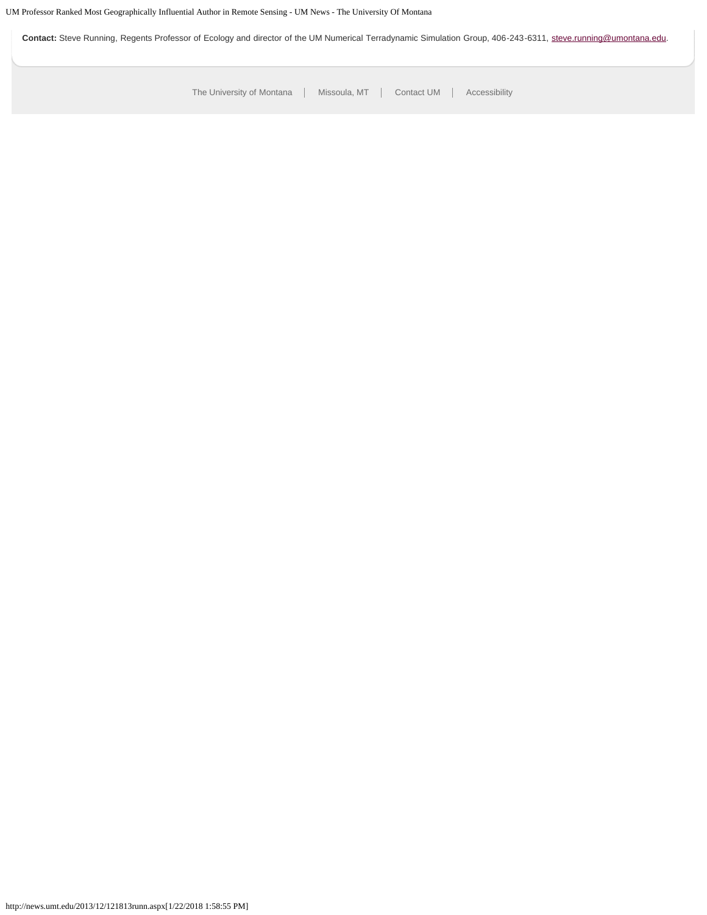**Contact:** Steve Running, Regents Professor of Ecology and director of the UM Numerical Terradynamic Simulation Group, 406-243-6311, steve.running@umontana.edu.

The University of Montana | Missoula, MT | Contact UM | Accessibility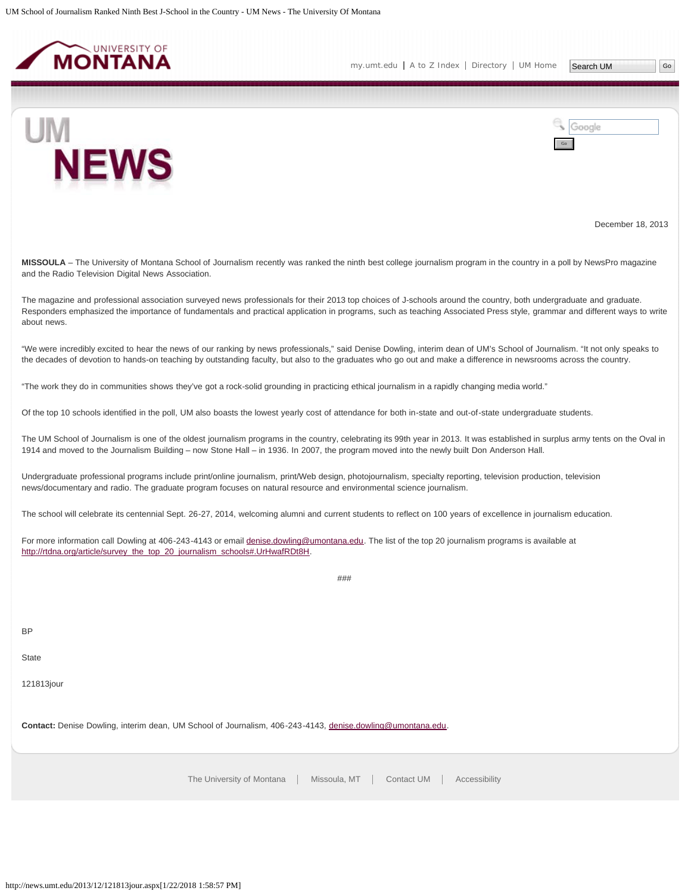December 18, 2013

**MISSOULA** – The University of Montana School of Journalism recently was ranked the ninth best college journalism program in the country in a poll by NewsPro magazine and the Radio Television Digital News Association.

The magazine and professional association surveyed news professionals for their 2013 top choices of J-schools around the country, both undergraduate and graduate. Responders emphasized the importance of fundamentals and practical application in programs, such as teaching Associated Press style, grammar and different ways to write about news.

"We were incredibly excited to hear the news of our ranking by news professionals," said Denise Dowling, interim dean of UM's School of Journalism. "It not only speaks to the decades of devotion to hands-on teaching by outstanding faculty, but also to the graduates who go out and make a difference in newsrooms across the country.

"The work they do in communities shows they've got a rock-solid grounding in practicing ethical journalism in a rapidly changing media world."

Of the top 10 schools identified in the poll, UM also boasts the lowest yearly cost of attendance for both in-state and out-of-state undergraduate students.

The UM School of Journalism is one of the oldest journalism programs in the country, celebrating its 99th year in 2013. It was established in surplus army tents on the Oval in 1914 and moved to the Journalism Building – now Stone Hall – in 1936. In 2007, the program moved into the newly built Don Anderson Hall.

Undergraduate professional programs include print/online journalism, print/Web design, photojournalism, specialty reporting, television production, television news/documentary and radio. The graduate program focuses on natural resource and environmental science journalism.

The school will celebrate its centennial Sept. 26-27, 2014, welcoming alumni and current students to reflect on 100 years of excellence in journalism education.

For more information call Dowling at 406-243-4143 or email denise.dowling@umontana.edu. The list of the top 20 journalism programs is available at http://rtdna.org/article/survey_the_top_20_journalism_schools#.UrHwafRDt8H.

###

BP

State

121813jour

**Contact:** Denise Dowling, interim dean, UM School of Journalism, 406-243-4143, denise.dowling@umontana.edu.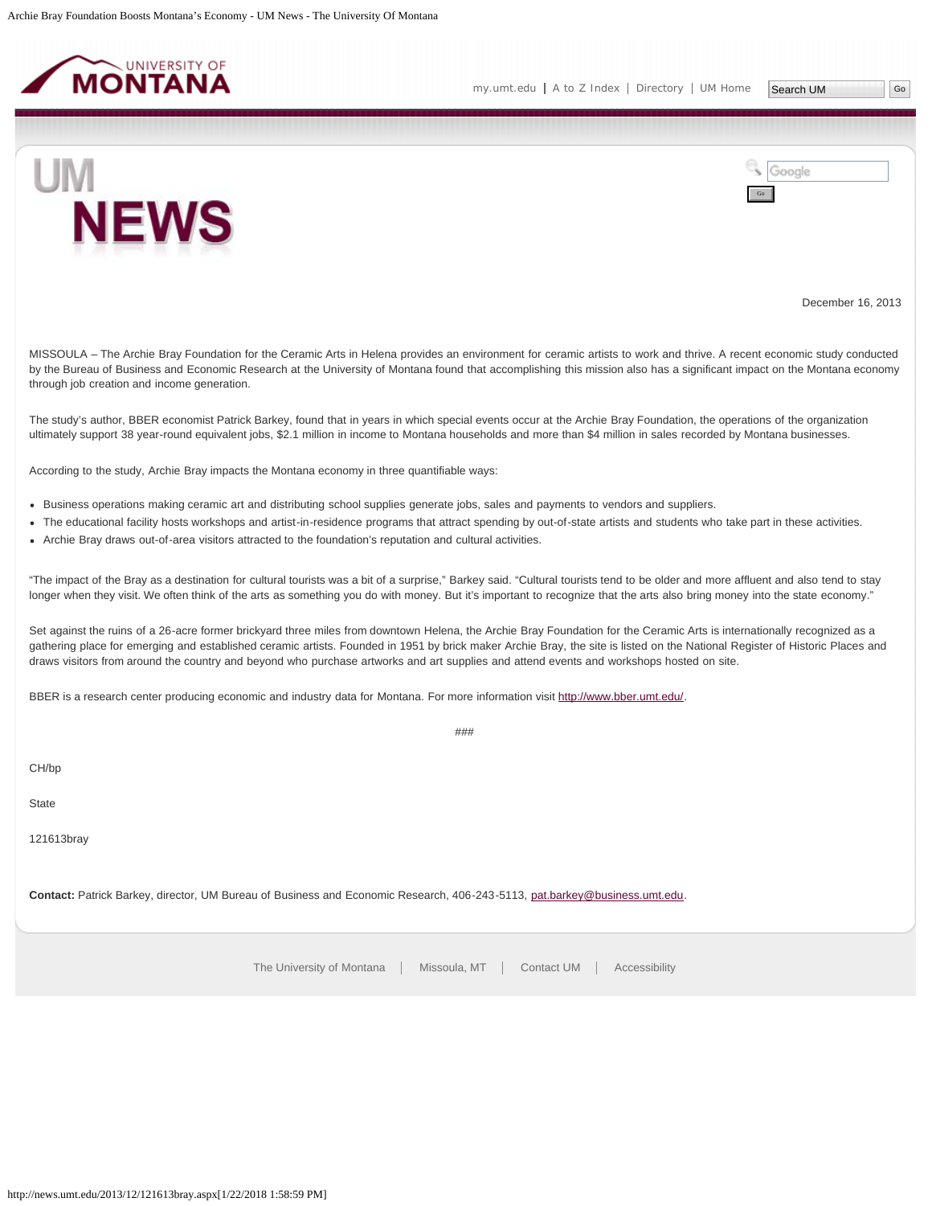December 16, 2013

MISSOULA – The Archie Bray Foundation for the Ceramic Arts in Helena provides an environment for ceramic artists to work and thrive. A recent economic study conducted by the Bureau of Business and Economic Research at the University of Montana found that accomplishing this mission also has a significant impact on the Montana economy through job creation and income generation.

The study's author, BBER economist Patrick Barkey, found that in years in which special events occur at the Archie Bray Foundation, the operations of the organization ultimately support 38 year-round equivalent jobs, $2.1 million in income to Montana households and more than $4 million in sales recorded by Montana businesses.

According to the study, Archie Bray impacts the Montana economy in three quantifiable ways:

- Business operations making ceramic art and distributing school supplies generate jobs, sales and payments to vendors and suppliers.
- The educational facility hosts workshops and artist-in-residence programs that attract spending by out-of-state artists and students who take part in these activities.
- Archie Bray draws out-of-area visitors attracted to the foundation's reputation and cultural activities.

"The impact of the Bray as a destination for cultural tourists was a bit of a surprise," Barkey said. "Cultural tourists tend to be older and more affluent and also tend to stay longer when they visit. We often think of the arts as something you do with money. But it's important to recognize that the arts also bring money into the state economy."

Set against the ruins of a 26-acre former brickyard three miles from downtown Helena, the Archie Bray Foundation for the Ceramic Arts is internationally recognized as a gathering place for emerging and established ceramic artists. Founded in 1951 by brick maker Archie Bray, the site is listed on the National Register of Historic Places and draws visitors from around the country and beyond who purchase artworks and art supplies and attend events and workshops hosted on site.

BBER is a research center producing economic and industry data for Montana. For more information visit http://www.bber.umt.edu/.

###

CH/bp

State

121613bray

**Contact:** Patrick Barkey, director, UM Bureau of Business and Economic Research, 406-243-5113, pat.barkey@business.umt.edu.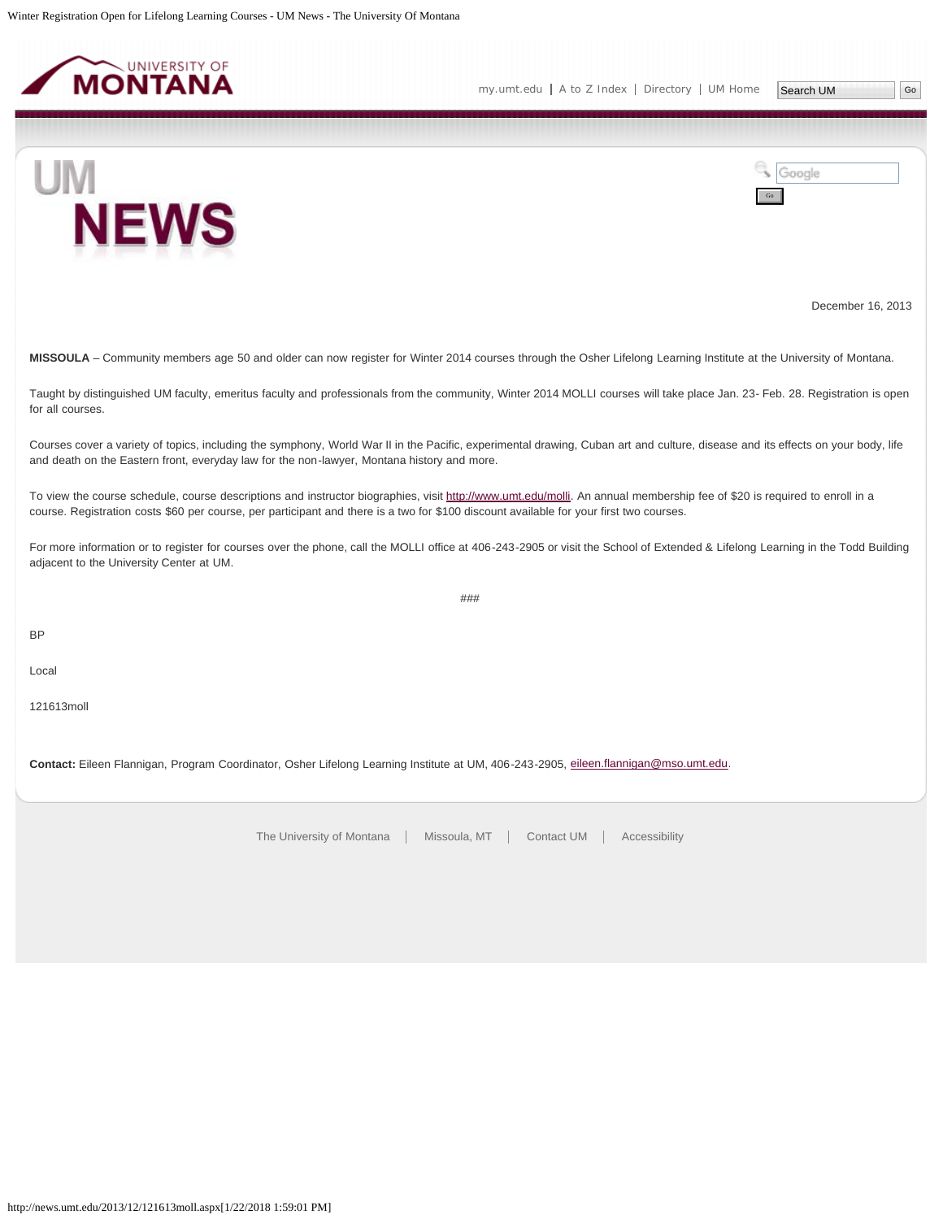December 16, 2013

**MISSOULA** – Community members age 50 and older can now register for Winter 2014 courses through the Osher Lifelong Learning Institute at the University of Montana.

Taught by distinguished UM faculty, emeritus faculty and professionals from the community, Winter 2014 MOLLI courses will take place Jan. 23- Feb. 28. Registration is open for all courses.

Courses cover a variety of topics, including the symphony, World War II in the Pacific, experimental drawing, Cuban art and culture, disease and its effects on your body, life and death on the Eastern front, everyday law for the non-lawyer, Montana history and more.

To view the course schedule, course descriptions and instructor biographies, visit http://www.umt.edu/molli. An annual membership fee of $20 is required to enroll in a course. Registration costs $60 per course, per participant and there is a two for $100 discount available for your first two courses.

For more information or to register for courses over the phone, call the MOLLI office at 406-243-2905 or visit the School of Extended & Lifelong Learning in the Todd Building adjacent to the University Center at UM.

###

BP

Local

121613moll

**Contact:** Eileen Flannigan, Program Coordinator, Osher Lifelong Learning Institute at UM, 406-243-2905, eileen.flannigan@mso.umt.edu.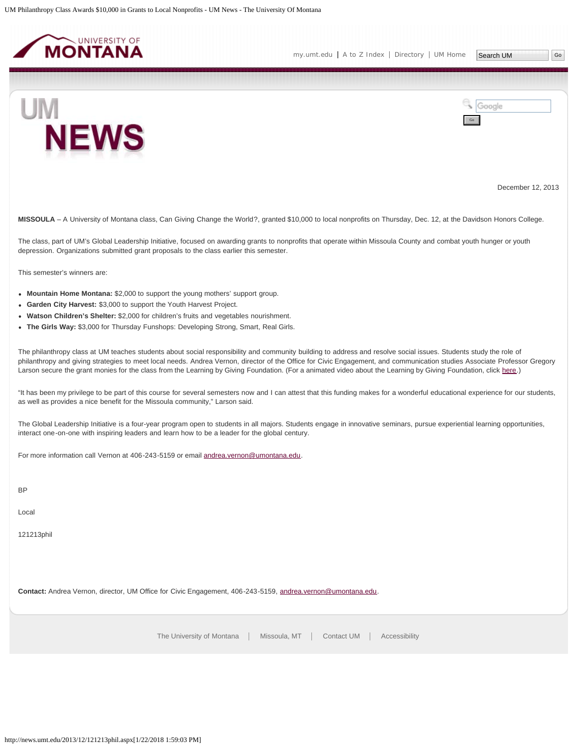December 12, 2013

**MISSOULA** – A University of Montana class, Can Giving Change the World?, granted $10,000 to local nonprofits on Thursday, Dec. 12, at the Davidson Honors College.

The class, part of UM's Global Leadership Initiative, focused on awarding grants to nonprofits that operate within Missoula County and combat youth hunger or youth depression. Organizations submitted grant proposals to the class earlier this semester.

This semester's winners are:

- **Mountain Home Montana:** $2,000 to support the young mothers' support group.
- **Garden City Harvest:** $3,000 to support the Youth Harvest Project.
- **Watson Children's Shelter:** $2,000 for children's fruits and vegetables nourishment.
- **The Girls Way:** $3,000 for Thursday Funshops: Developing Strong, Smart, Real Girls.

The philanthropy class at UM teaches students about social responsibility and community building to address and resolve social issues. Students study the role of philanthropy and giving strategies to meet local needs. Andrea Vernon, director of the Office for Civic Engagement, and communication studies Associate Professor Gregory Larson secure the grant monies for the class from the Learning by Giving Foundation. (For a animated video about the Learning by Giving Foundation, click here.)

"It has been my privilege to be part of this course for several semesters now and I can attest that this funding makes for a wonderful educational experience for our students, as well as provides a nice benefit for the Missoula community," Larson said.

The Global Leadership Initiative is a four-year program open to students in all majors. Students engage in innovative seminars, pursue experiential learning opportunities, interact one-on-one with inspiring leaders and learn how to be a leader for the global century.

For more information call Vernon at 406-243-5159 or email andrea.vernon@umontana.edu.

BP

Local

121213phil

**Contact:** Andrea Vernon, director, UM Office for Civic Engagement, 406-243-5159, andrea.vernon@umontana.edu.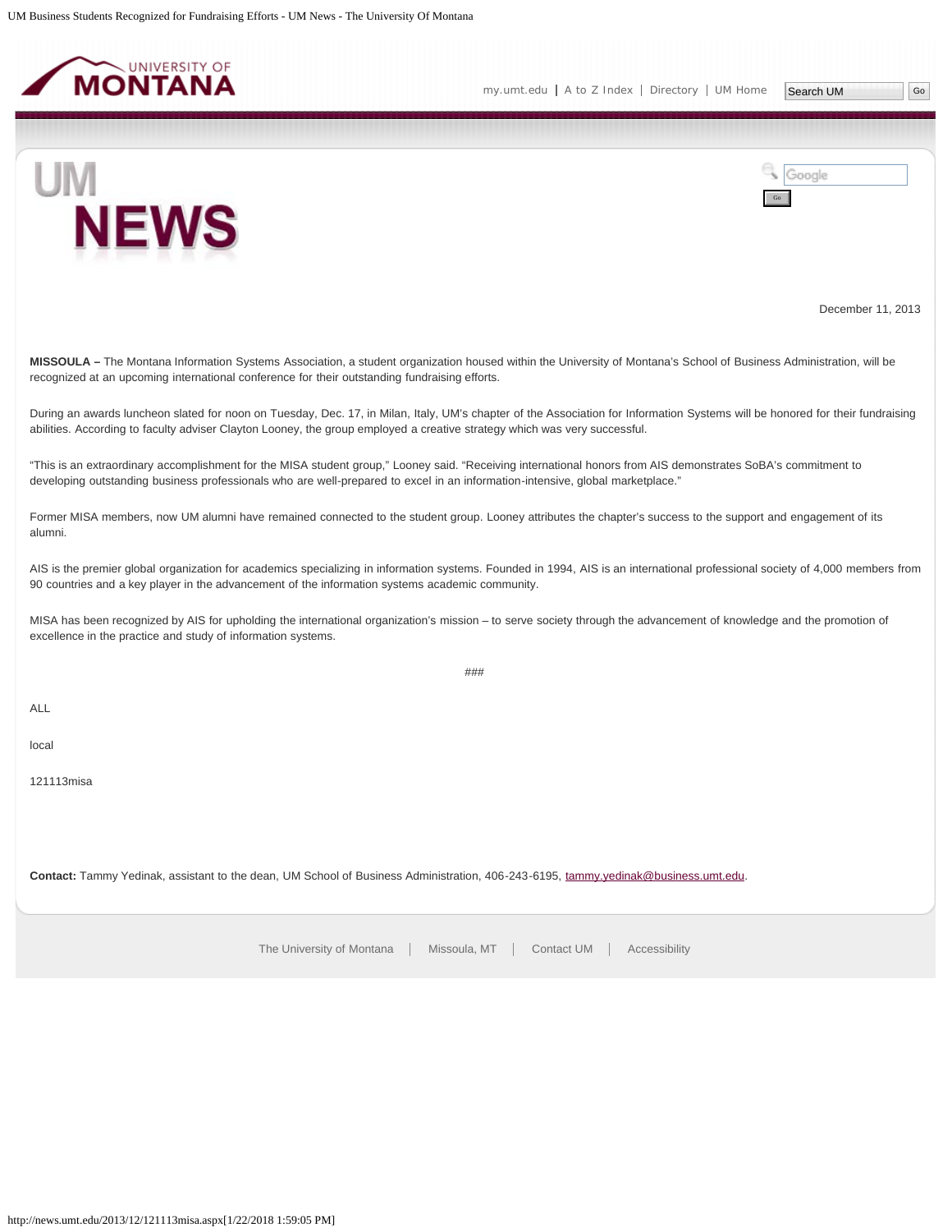December 11, 2013

**MISSOULA –** The Montana Information Systems Association, a student organization housed within the University of Montana's School of Business Administration, will be recognized at an upcoming international conference for their outstanding fundraising efforts.

During an awards luncheon slated for noon on Tuesday, Dec. 17, in Milan, Italy, UM's chapter of the Association for Information Systems will be honored for their fundraising abilities. According to faculty adviser Clayton Looney, the group employed a creative strategy which was very successful.

"This is an extraordinary accomplishment for the MISA student group," Looney said. "Receiving international honors from AIS demonstrates SoBA's commitment to developing outstanding business professionals who are well-prepared to excel in an information-intensive, global marketplace."

Former MISA members, now UM alumni have remained connected to the student group. Looney attributes the chapter's success to the support and engagement of its alumni.

AIS is the premier global organization for academics specializing in information systems. Founded in 1994, AIS is an international professional society of 4,000 members from 90 countries and a key player in the advancement of the information systems academic community.

MISA has been recognized by AIS for upholding the international organization's mission – to serve society through the advancement of knowledge and the promotion of excellence in the practice and study of information systems.

###

ALL

local

121113misa

**Contact:** Tammy Yedinak, assistant to the dean, UM School of Business Administration, 406-243-6195, tammy.yedinak@business.umt.edu.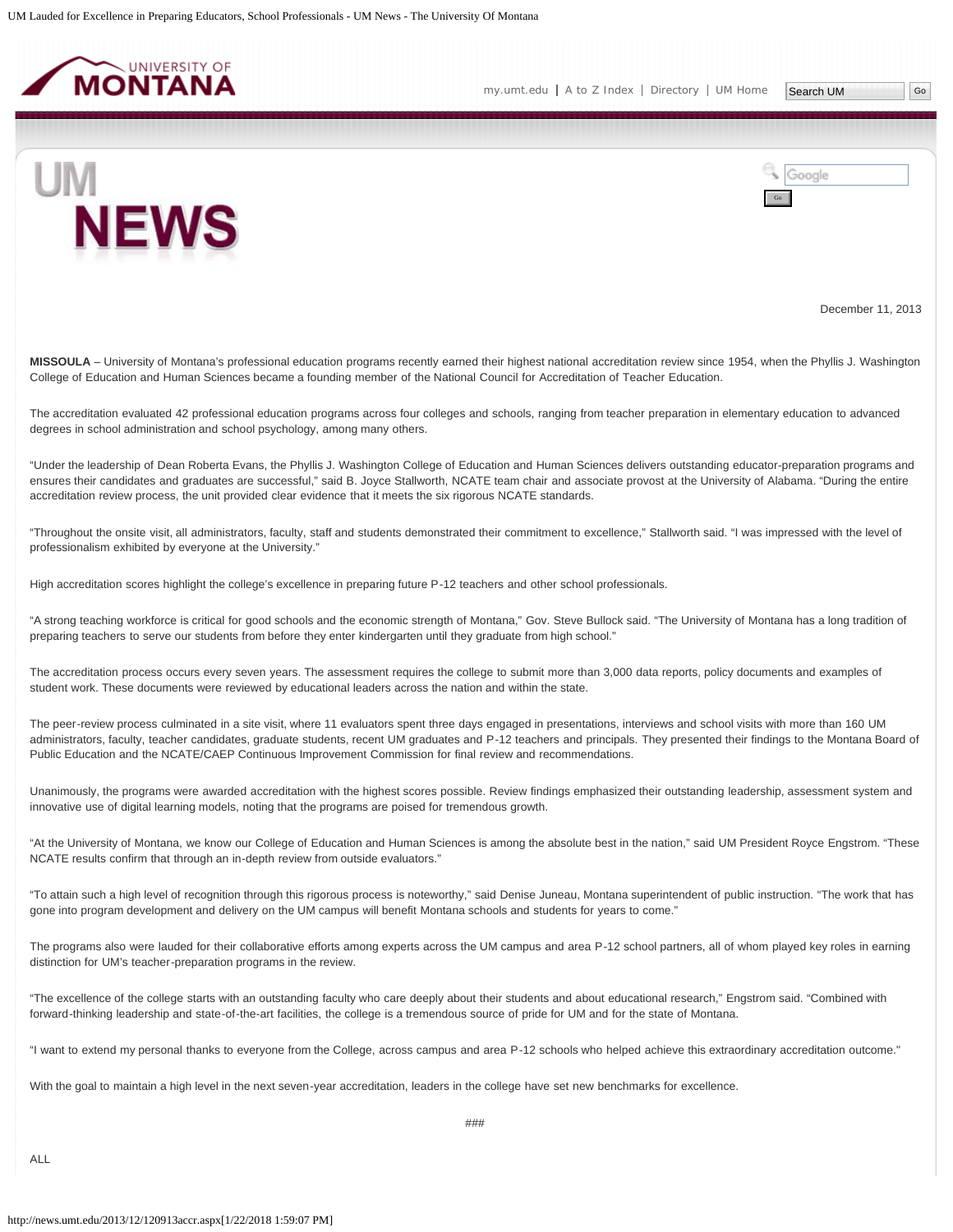December 11, 2013

**MISSOULA** – University of Montana's professional education programs recently earned their highest national accreditation review since 1954, when the Phyllis J. Washington College of Education and Human Sciences became a founding member of the National Council for Accreditation of Teacher Education.

The accreditation evaluated 42 professional education programs across four colleges and schools, ranging from teacher preparation in elementary education to advanced degrees in school administration and school psychology, among many others.

"Under the leadership of Dean Roberta Evans, the Phyllis J. Washington College of Education and Human Sciences delivers outstanding educator-preparation programs and ensures their candidates and graduates are successful," said B. Joyce Stallworth, NCATE team chair and associate provost at the University of Alabama. "During the entire accreditation review process, the unit provided clear evidence that it meets the six rigorous NCATE standards.

"Throughout the onsite visit, all administrators, faculty, staff and students demonstrated their commitment to excellence," Stallworth said. "I was impressed with the level of professionalism exhibited by everyone at the University."

High accreditation scores highlight the college's excellence in preparing future P-12 teachers and other school professionals.

"A strong teaching workforce is critical for good schools and the economic strength of Montana," Gov. Steve Bullock said. "The University of Montana has a long tradition of preparing teachers to serve our students from before they enter kindergarten until they graduate from high school."

The accreditation process occurs every seven years. The assessment requires the college to submit more than 3,000 data reports, policy documents and examples of student work. These documents were reviewed by educational leaders across the nation and within the state.

The peer-review process culminated in a site visit, where 11 evaluators spent three days engaged in presentations, interviews and school visits with more than 160 UM administrators, faculty, teacher candidates, graduate students, recent UM graduates and P-12 teachers and principals. They presented their findings to the Montana Board of Public Education and the NCATE/CAEP Continuous Improvement Commission for final review and recommendations.

Unanimously, the programs were awarded accreditation with the highest scores possible. Review findings emphasized their outstanding leadership, assessment system and innovative use of digital learning models, noting that the programs are poised for tremendous growth.

"At the University of Montana, we know our College of Education and Human Sciences is among the absolute best in the nation," said UM President Royce Engstrom. "These NCATE results confirm that through an in-depth review from outside evaluators."

"To attain such a high level of recognition through this rigorous process is noteworthy," said Denise Juneau, Montana superintendent of public instruction. "The work that has gone into program development and delivery on the UM campus will benefit Montana schools and students for years to come."

The programs also were lauded for their collaborative efforts among experts across the UM campus and area P-12 school partners, all of whom played key roles in earning distinction for UM's teacher-preparation programs in the review.

"The excellence of the college starts with an outstanding faculty who care deeply about their students and about educational research," Engstrom said. "Combined with forward-thinking leadership and state-of-the-art facilities, the college is a tremendous source of pride for UM and for the state of Montana.

"I want to extend my personal thanks to everyone from the College, across campus and area P-12 schools who helped achieve this extraordinary accreditation outcome."

With the goal to maintain a high level in the next seven-year accreditation, leaders in the college have set new benchmarks for excellence.

###

ALL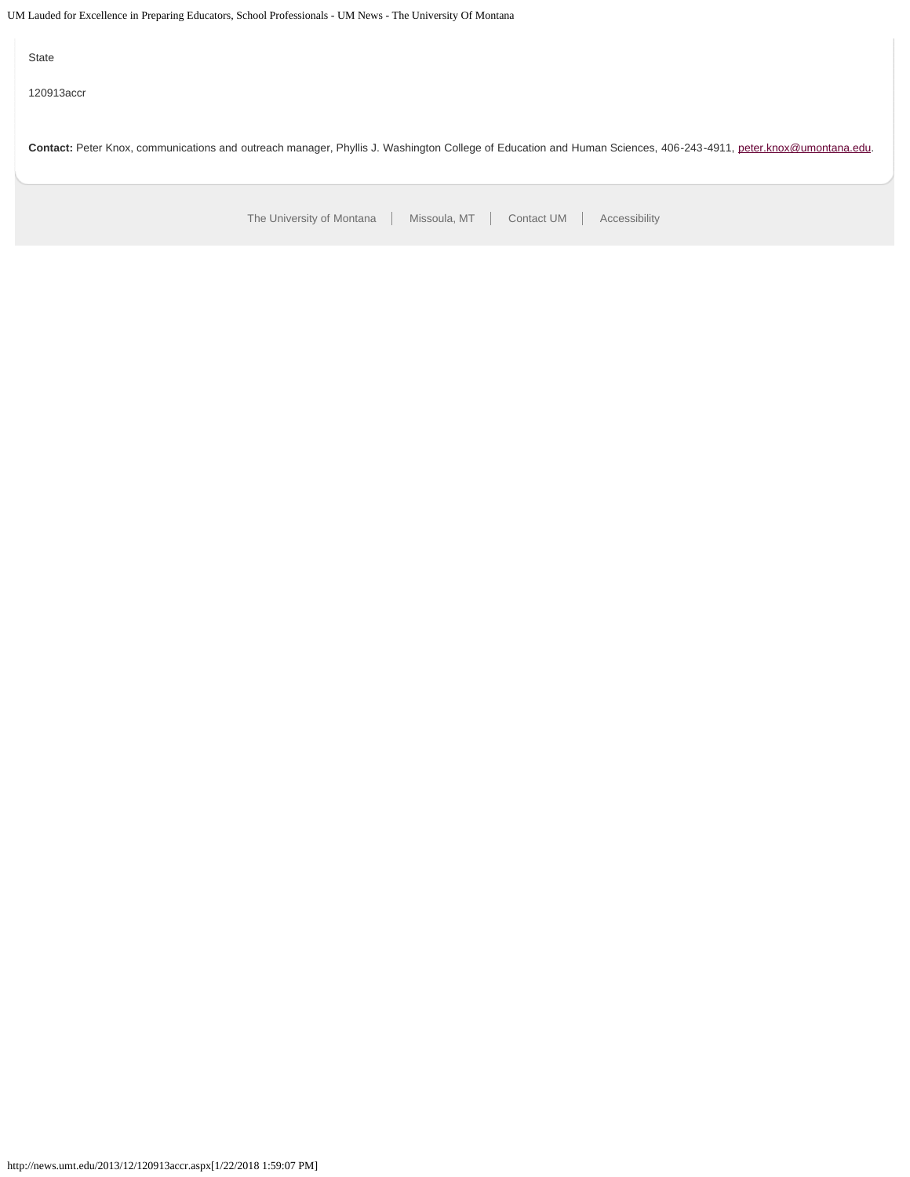State

120913accr

**Contact:** Peter Knox, communications and outreach manager, Phyllis J. Washington College of Education and Human Sciences, 406-243-4911, peter.knox@umontana.edu.

The University of Montana | Missoula, MT | Contact UM | Accessibility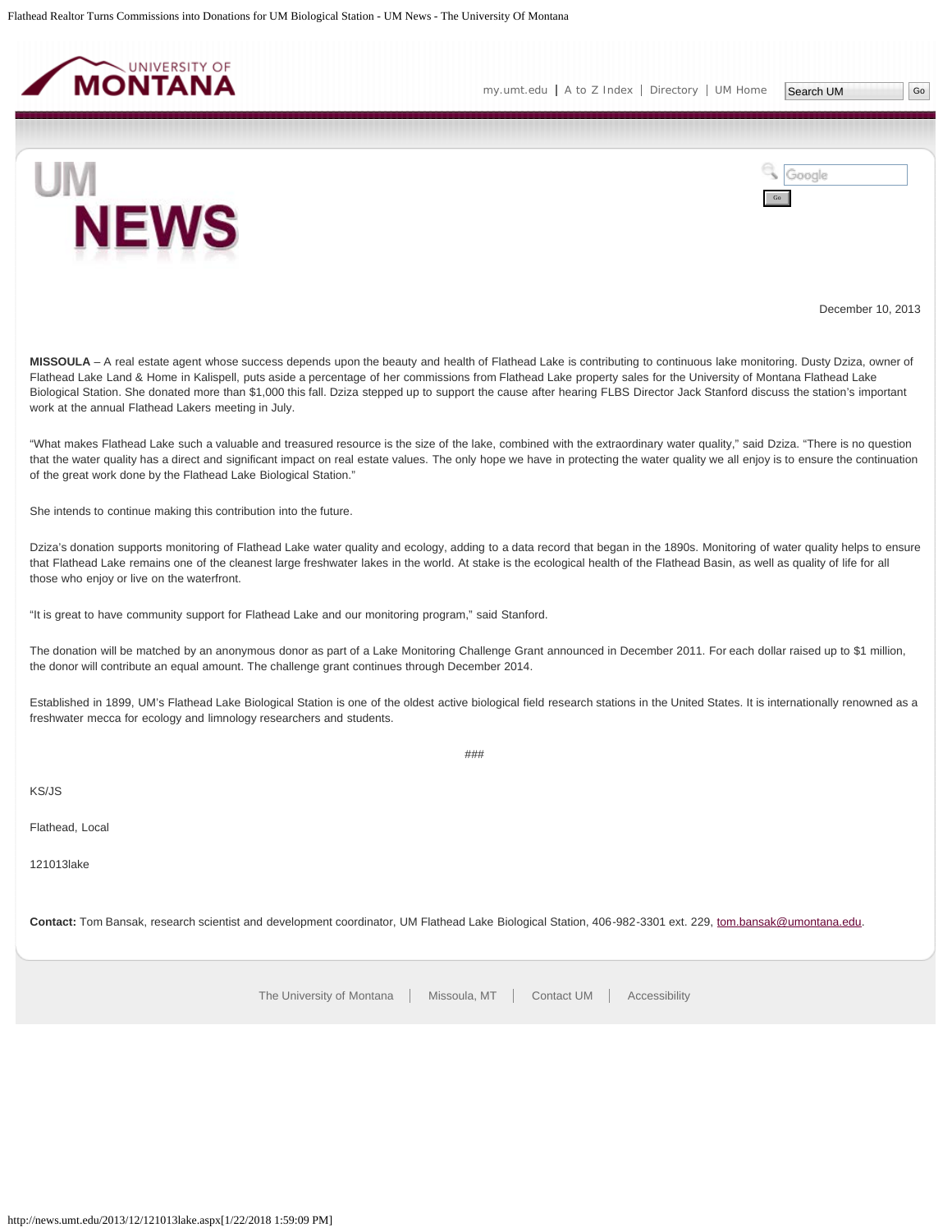December 10, 2013

**MISSOULA** – A real estate agent whose success depends upon the beauty and health of Flathead Lake is contributing to continuous lake monitoring. Dusty Dziza, owner of Flathead Lake Land & Home in Kalispell, puts aside a percentage of her commissions from Flathead Lake property sales for the University of Montana Flathead Lake Biological Station. She donated more than $1,000 this fall. Dziza stepped up to support the cause after hearing FLBS Director Jack Stanford discuss the station's important work at the annual Flathead Lakers meeting in July.

"What makes Flathead Lake such a valuable and treasured resource is the size of the lake, combined with the extraordinary water quality," said Dziza. "There is no question that the water quality has a direct and significant impact on real estate values. The only hope we have in protecting the water quality we all enjoy is to ensure the continuation of the great work done by the Flathead Lake Biological Station."

She intends to continue making this contribution into the future.

Dziza's donation supports monitoring of Flathead Lake water quality and ecology, adding to a data record that began in the 1890s. Monitoring of water quality helps to ensure that Flathead Lake remains one of the cleanest large freshwater lakes in the world. At stake is the ecological health of the Flathead Basin, as well as quality of life for all those who enjoy or live on the waterfront.

"It is great to have community support for Flathead Lake and our monitoring program," said Stanford.

The donation will be matched by an anonymous donor as part of a Lake Monitoring Challenge Grant announced in December 2011. For each dollar raised up to $1 million, the donor will contribute an equal amount. The challenge grant continues through December 2014.

Established in 1899, UM's Flathead Lake Biological Station is one of the oldest active biological field research stations in the United States. It is internationally renowned as a freshwater mecca for ecology and limnology researchers and students.

###

KS/JS

Flathead, Local

121013lake

**Contact:** Tom Bansak, research scientist and development coordinator, UM Flathead Lake Biological Station, 406-982-3301 ext. 229, tom.bansak@umontana.edu.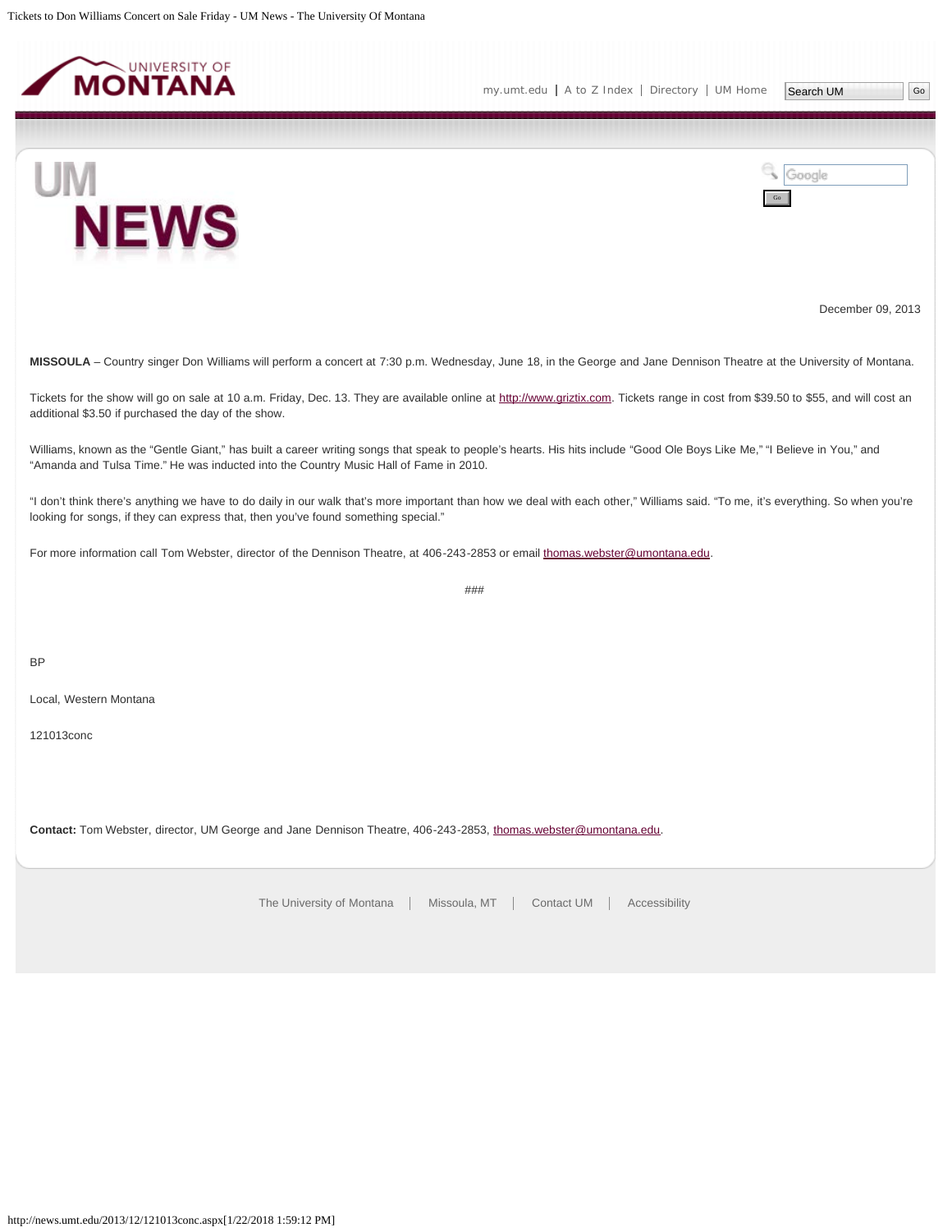December 09, 2013

**MISSOULA** – Country singer Don Williams will perform a concert at 7:30 p.m. Wednesday, June 18, in the George and Jane Dennison Theatre at the University of Montana.

Tickets for the show will go on sale at 10 a.m. Friday, Dec. 13. They are available online at http://www.griztix.com. Tickets range in cost from $39.50 to $55, and will cost an additional $3.50 if purchased the day of the show.

Williams, known as the "Gentle Giant," has built a career writing songs that speak to people's hearts. His hits include "Good Ole Boys Like Me," "I Believe in You," and "Amanda and Tulsa Time." He was inducted into the Country Music Hall of Fame in 2010.

"I don't think there's anything we have to do daily in our walk that's more important than how we deal with each other," Williams said. "To me, it's everything. So when you're looking for songs, if they can express that, then you've found something special."

For more information call Tom Webster, director of the Dennison Theatre, at 406-243-2853 or email thomas.webster@umontana.edu.

###

BP

Local, Western Montana

121013conc

**Contact:** Tom Webster, director, UM George and Jane Dennison Theatre, 406-243-2853, thomas.webster@umontana.edu.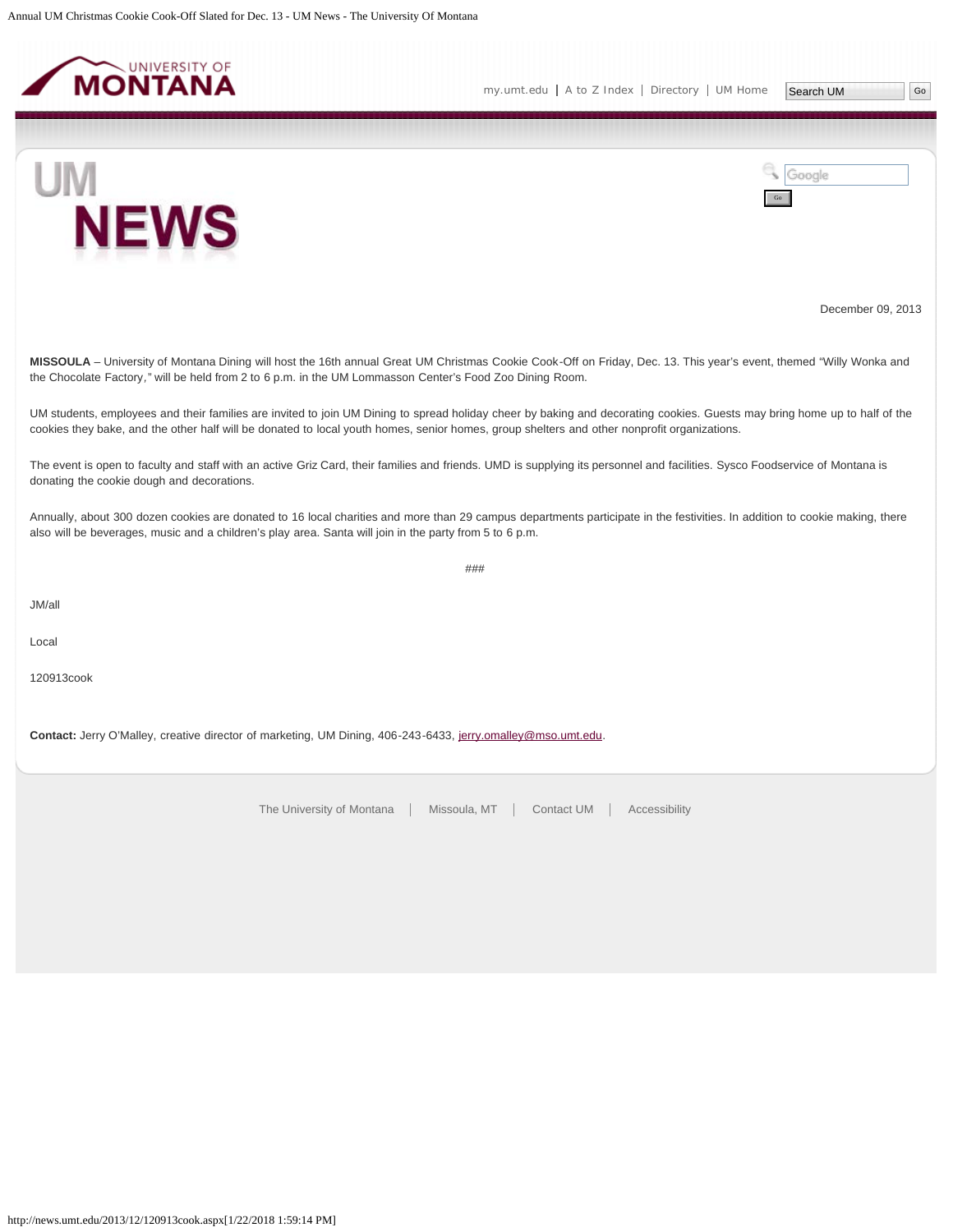December 09, 2013

**MISSOULA** – University of Montana Dining will host the 16th annual Great UM Christmas Cookie Cook-Off on Friday, Dec. 13. This year's event, themed "Willy Wonka and the Chocolate Factory," will be held from 2 to 6 p.m. in the UM Lommasson Center's Food Zoo Dining Room.

UM students, employees and their families are invited to join UM Dining to spread holiday cheer by baking and decorating cookies. Guests may bring home up to half of the cookies they bake, and the other half will be donated to local youth homes, senior homes, group shelters and other nonprofit organizations.

The event is open to faculty and staff with an active Griz Card, their families and friends. UMD is supplying its personnel and facilities. Sysco Foodservice of Montana is donating the cookie dough and decorations.

Annually, about 300 dozen cookies are donated to 16 local charities and more than 29 campus departments participate in the festivities. In addition to cookie making, there also will be beverages, music and a children's play area. Santa will join in the party from 5 to 6 p.m.

###

JM/all

Local

120913cook

**Contact:** Jerry O'Malley, creative director of marketing, UM Dining, 406-243-6433, jerry.omalley@mso.umt.edu.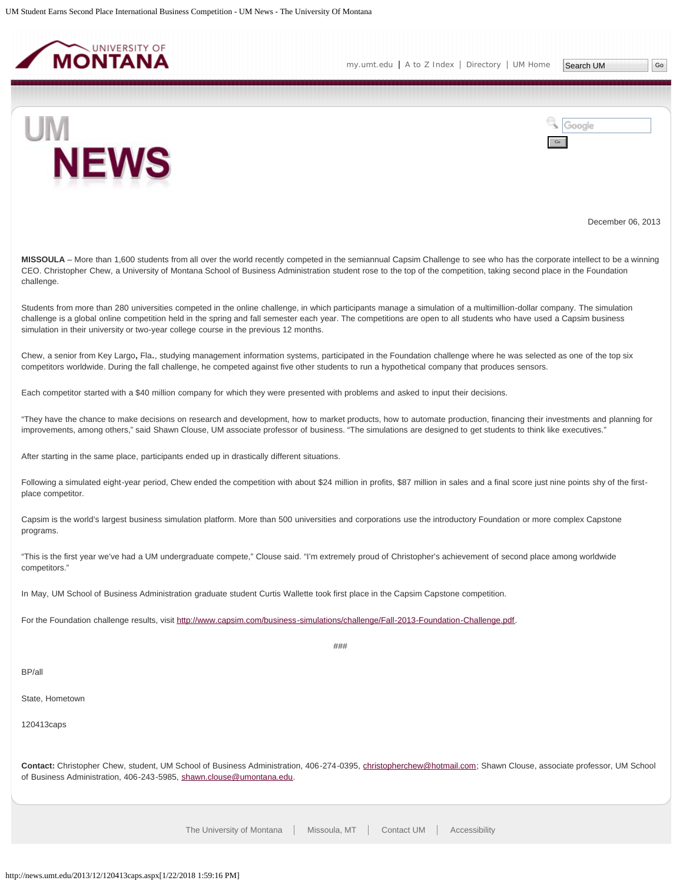December 06, 2013

**MISSOULA** – More than 1,600 students from all over the world recently competed in the semiannual Capsim Challenge to see who has the corporate intellect to be a winning CEO. Christopher Chew, a University of Montana School of Business Administration student rose to the top of the competition, taking second place in the Foundation challenge.

Students from more than 280 universities competed in the online challenge, in which participants manage a simulation of a multimillion-dollar company. The simulation challenge is a global online competition held in the spring and fall semester each year. The competitions are open to all students who have used a Capsim business simulation in their university or two-year college course in the previous 12 months.

Chew, a senior from Key Largo, Fla., studying management information systems, participated in the Foundation challenge where he was selected as one of the top six competitors worldwide. During the fall challenge, he competed against five other students to run a hypothetical company that produces sensors.

Each competitor started with a $40 million company for which they were presented with problems and asked to input their decisions.

"They have the chance to make decisions on research and development, how to market products, how to automate production, financing their investments and planning for improvements, among others," said Shawn Clouse, UM associate professor of business. "The simulations are designed to get students to think like executives."

After starting in the same place, participants ended up in drastically different situations.

Following a simulated eight-year period, Chew ended the competition with about $24 million in profits, $87 million in sales and a final score just nine points shy of the first-place competitor.

Capsim is the world's largest business simulation platform. More than 500 universities and corporations use the introductory Foundation or more complex Capstone programs.

"This is the first year we've had a UM undergraduate compete," Clouse said. "I'm extremely proud of Christopher's achievement of second place among worldwide competitors."

In May, UM School of Business Administration graduate student Curtis Wallette took first place in the Capsim Capstone competition.

For the Foundation challenge results, visit http://www.capsim.com/business-simulations/challenge/Fall-2013-Foundation-Challenge.pdf.

###

BP/all

State, Hometown

120413caps

**Contact:** Christopher Chew, student, UM School of Business Administration, 406-274-0395, christopherchew@hotmail.com; Shawn Clouse, associate professor, UM School of Business Administration, 406-243-5985, shawn.clouse@umontana.edu.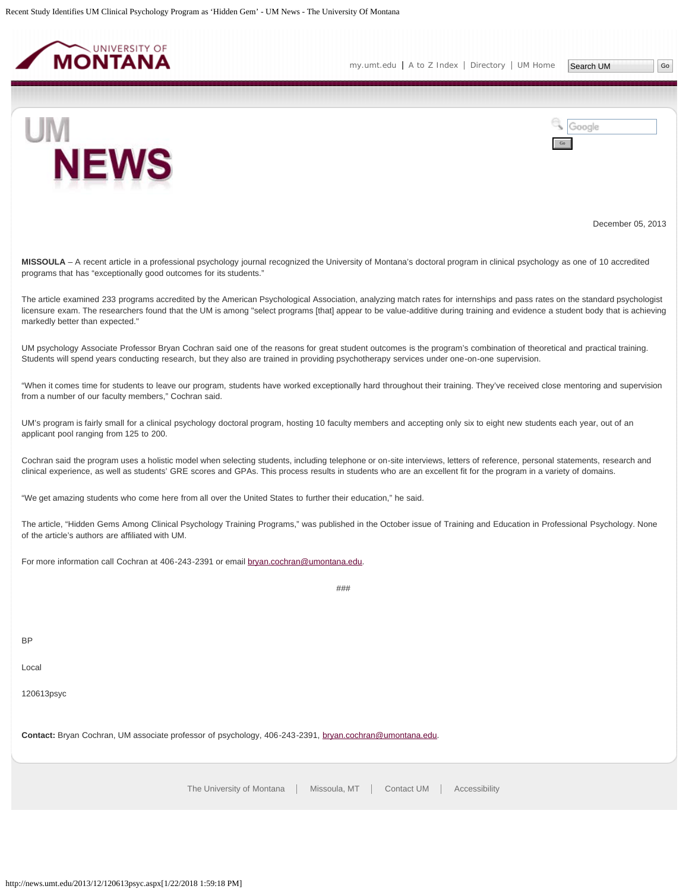December 05, 2013

**MISSOULA** – A recent article in a professional psychology journal recognized the University of Montana's doctoral program in clinical psychology as one of 10 accredited programs that has "exceptionally good outcomes for its students."

The article examined 233 programs accredited by the American Psychological Association, analyzing match rates for internships and pass rates on the standard psychologist licensure exam. The researchers found that the UM is among "select programs [that] appear to be value-additive during training and evidence a student body that is achieving markedly better than expected."

UM psychology Associate Professor Bryan Cochran said one of the reasons for great student outcomes is the program's combination of theoretical and practical training. Students will spend years conducting research, but they also are trained in providing psychotherapy services under one-on-one supervision.

"When it comes time for students to leave our program, students have worked exceptionally hard throughout their training. They've received close mentoring and supervision from a number of our faculty members," Cochran said.

UM's program is fairly small for a clinical psychology doctoral program, hosting 10 faculty members and accepting only six to eight new students each year, out of an applicant pool ranging from 125 to 200.

Cochran said the program uses a holistic model when selecting students, including telephone or on-site interviews, letters of reference, personal statements, research and clinical experience, as well as students' GRE scores and GPAs. This process results in students who are an excellent fit for the program in a variety of domains.

"We get amazing students who come here from all over the United States to further their education," he said.

The article, "Hidden Gems Among Clinical Psychology Training Programs," was published in the October issue of Training and Education in Professional Psychology. None of the article's authors are affiliated with UM.

For more information call Cochran at 406-243-2391 or email bryan.cochran@umontana.edu.

###

BP

Local

120613psyc

**Contact:** Bryan Cochran, UM associate professor of psychology, 406-243-2391, bryan.cochran@umontana.edu.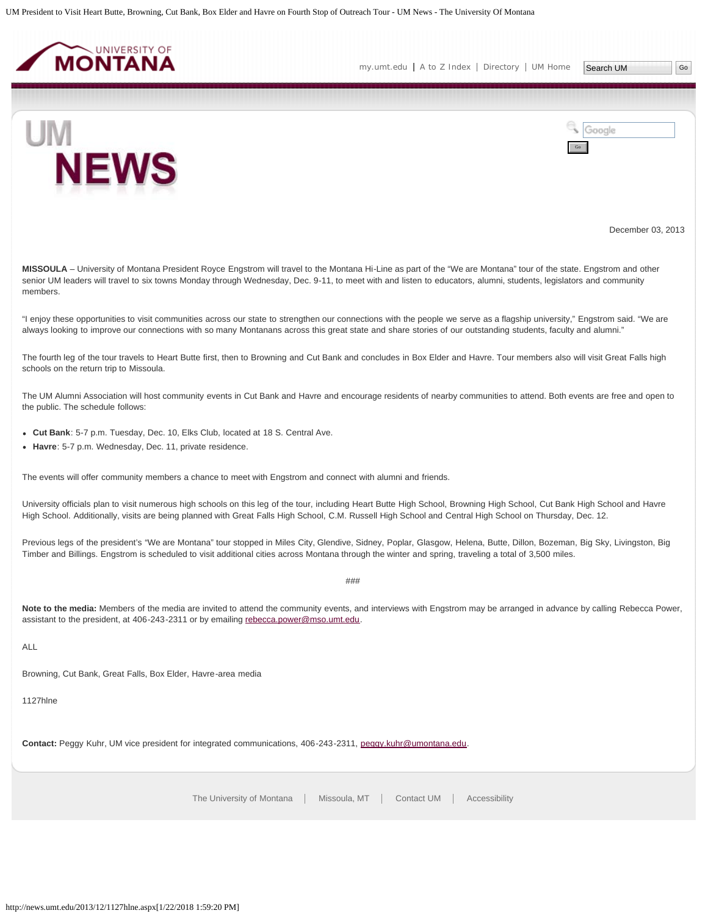December 03, 2013

**MISSOULA** – University of Montana President Royce Engstrom will travel to the Montana Hi-Line as part of the "We are Montana" tour of the state. Engstrom and other senior UM leaders will travel to six towns Monday through Wednesday, Dec. 9-11, to meet with and listen to educators, alumni, students, legislators and community members.

"I enjoy these opportunities to visit communities across our state to strengthen our connections with the people we serve as a flagship university," Engstrom said. "We are always looking to improve our connections with so many Montanans across this great state and share stories of our outstanding students, faculty and alumni."

The fourth leg of the tour travels to Heart Butte first, then to Browning and Cut Bank and concludes in Box Elder and Havre. Tour members also will visit Great Falls high schools on the return trip to Missoula.

The UM Alumni Association will host community events in Cut Bank and Havre and encourage residents of nearby communities to attend. Both events are free and open to the public. The schedule follows:

- **Cut Bank**: 5-7 p.m. Tuesday, Dec. 10, Elks Club, located at 18 S. Central Ave.
- **Havre**: 5-7 p.m. Wednesday, Dec. 11, private residence.

The events will offer community members a chance to meet with Engstrom and connect with alumni and friends.

University officials plan to visit numerous high schools on this leg of the tour, including Heart Butte High School, Browning High School, Cut Bank High School and Havre High School. Additionally, visits are being planned with Great Falls High School, C.M. Russell High School and Central High School on Thursday, Dec. 12.

Previous legs of the president's "We are Montana" tour stopped in Miles City, Glendive, Sidney, Poplar, Glasgow, Helena, Butte, Dillon, Bozeman, Big Sky, Livingston, Big Timber and Billings. Engstrom is scheduled to visit additional cities across Montana through the winter and spring, traveling a total of 3,500 miles.

###

**Note to the media:** Members of the media are invited to attend the community events, and interviews with Engstrom may be arranged in advance by calling Rebecca Power, assistant to the president, at 406-243-2311 or by emailing rebecca.power@mso.umt.edu.

ALL

Browning, Cut Bank, Great Falls, Box Elder, Havre-area media

1127hlne

**Contact:** Peggy Kuhr, UM vice president for integrated communications, 406-243-2311, peggy.kuhr@umontana.edu.